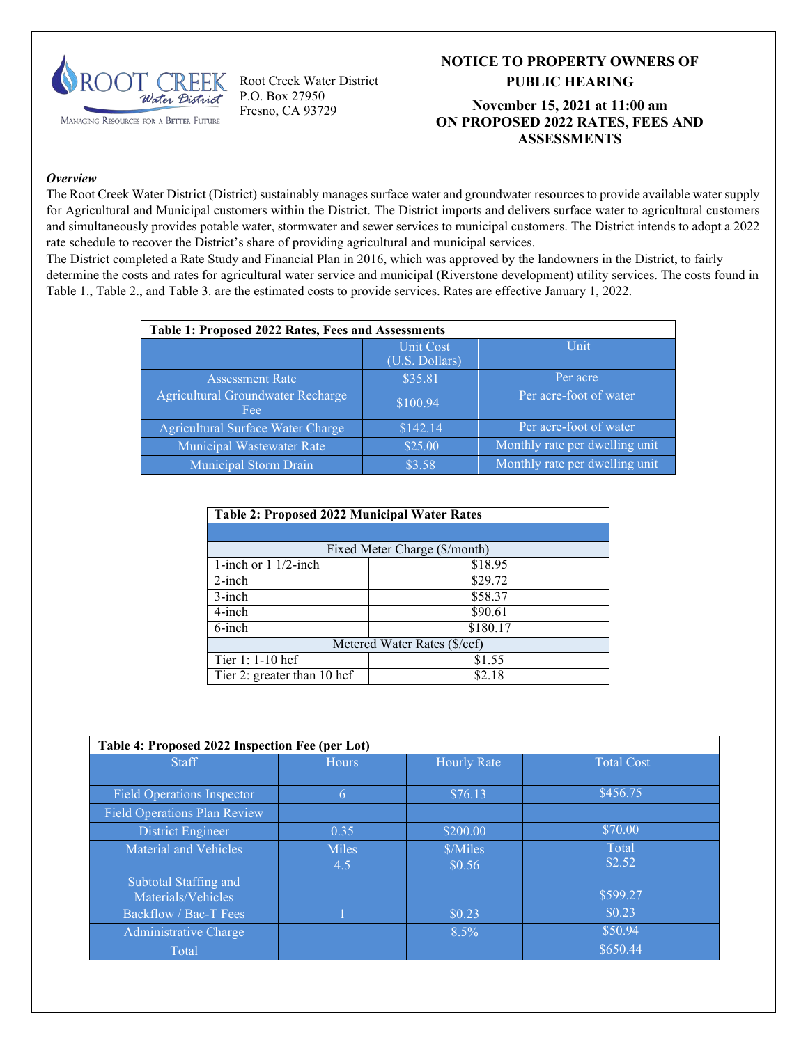Root Creek Water District
P.O. Box 27950
Fresno, CA 93729

# NOTICE TO PROPERTY OWNERS OF PUBLIC HEARING

## November 15, 2021 at 11:00 am ON PROPOSED 2022 RATES, FEES AND ASSESSMENTS

***Overview***

The Root Creek Water District (District) sustainably manages surface water and groundwater resources to provide available water supply for Agricultural and Municipal customers within the District. The District imports and delivers surface water to agricultural customers and simultaneously provides potable water, stormwater and sewer services to municipal customers. The District intends to adopt a 2022 rate schedule to recover the District's share of providing agricultural and municipal services.

The District completed a Rate Study and Financial Plan in 2016, which was approved by the landowners in the District, to fairly determine the costs and rates for agricultural water service and municipal (Riverstone development) utility services. The costs found in Table 1., Table 2., and Table 3. are the estimated costs to provide services. Rates are effective January 1, 2022.

**Table 1: Proposed 2022 Rates, Fees and Assessments**

| | Unit Cost (U.S. Dollars) | Unit |
|---|---|---|
| Assessment Rate | $35.81 | Per acre |
| Agricultural Groundwater Recharge Fee | $100.94 | Per acre-foot of water |
| Agricultural Surface Water Charge | $142.14 | Per acre-foot of water |
| Municipal Wastewater Rate | $25.00 | Monthly rate per dwelling unit |
| Municipal Storm Drain | $3.58 | Monthly rate per dwelling unit |

**Table 2: Proposed 2022 Municipal Water Rates**

| | |
|---|---|
| Fixed Meter Charge ($/month) | |
| 1-inch or 1 1/2-inch | $18.95 |
| 2-inch | $29.72 |
| 3-inch | $58.37 |
| 4-inch | $90.61 |
| 6-inch | $180.17 |
| Metered Water Rates ($/ccf) | |
| Tier 1: 1-10 hcf | $1.55 |
| Tier 2: greater than 10 hcf | $2.18 |

**Table 4: Proposed 2022 Inspection Fee (per Lot)**

| Staff | Hours | Hourly Rate | Total Cost |
|---|---|---|---|
| Field Operations Inspector | 6 | $76.13 | $456.75 |
| Field Operations Plan Review | | | |
| District Engineer | 0.35 | $200.00 | $70.00 |
| Material and Vehicles | Miles<br>4.5 | $/Miles<br>$0.56 | Total<br>$2.52 |
| Subtotal Staffing and Materials/Vehicles | | | $599.27 |
| Backflow / Bac-T Fees | 1 | $0.23 | $0.23 |
| Administrative Charge | | 8.5% | $50.94 |
| Total | | | $650.44 |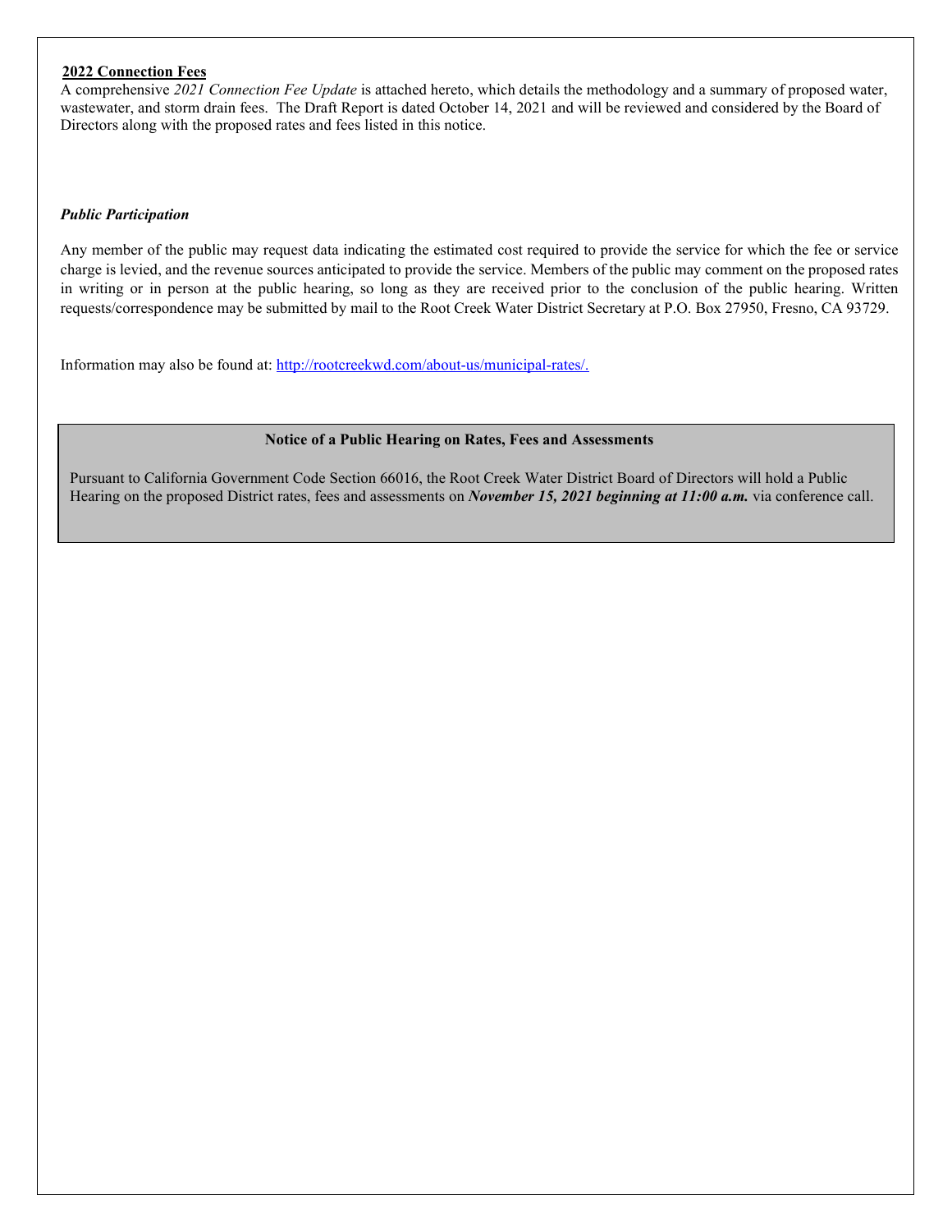## 2022 Connection Fees

A comprehensive *2021 Connection Fee Update* is attached hereto, which details the methodology and a summary of proposed water, wastewater, and storm drain fees. The Draft Report is dated October 14, 2021 and will be reviewed and considered by the Board of Directors along with the proposed rates and fees listed in this notice.

***Public Participation***

Any member of the public may request data indicating the estimated cost required to provide the service for which the fee or service charge is levied, and the revenue sources anticipated to provide the service. Members of the public may comment on the proposed rates in writing or in person at the public hearing, so long as they are received prior to the conclusion of the public hearing. Written requests/correspondence may be submitted by mail to the Root Creek Water District Secretary at P.O. Box 27950, Fresno, CA 93729.

Information may also be found at: http://rootcreekwd.com/about-us/municipal-rates/.

**Notice of a Public Hearing on Rates, Fees and Assessments**

Pursuant to California Government Code Section 66016, the Root Creek Water District Board of Directors will hold a Public Hearing on the proposed District rates, fees and assessments on ***November 15, 2021 beginning at 11:00 a.m.*** via conference call.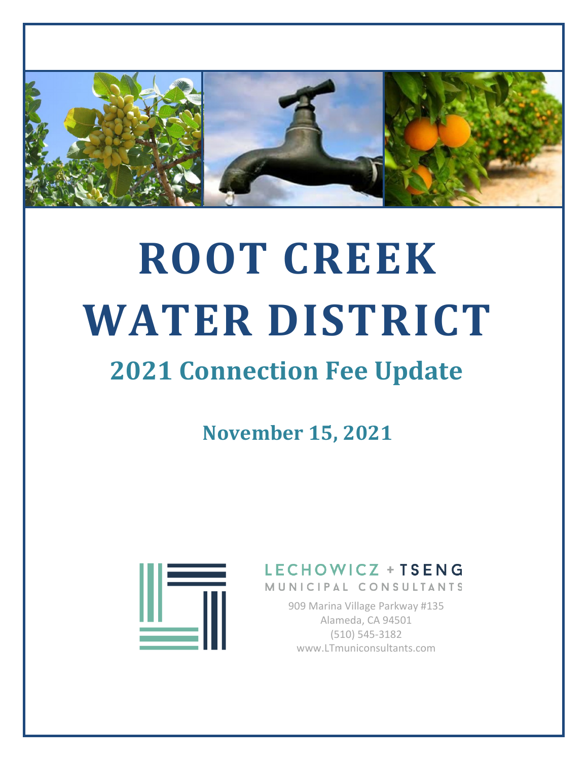# ROOT CREEK WATER DISTRICT

## 2021 Connection Fee Update

**November 15, 2021**

LECHOWICZ + TSENG
MUNICIPAL CONSULTANTS

909 Marina Village Parkway #135
Alameda, CA 94501
(510) 545-3182
www.LTmuniconsultants.com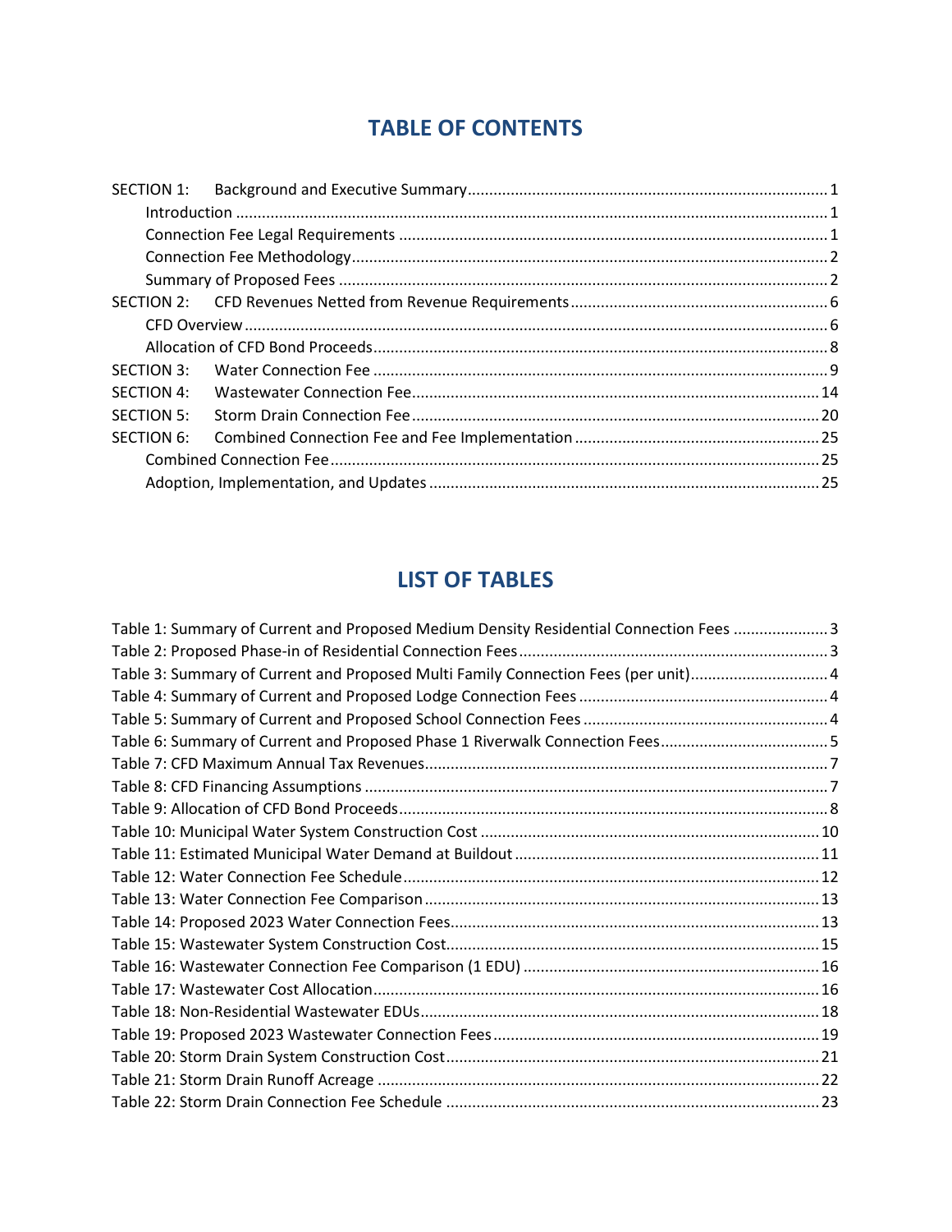# TABLE OF CONTENTS

SECTION 1: Background and Executive Summary ..... 1
- Introduction ..... 1
- Connection Fee Legal Requirements ..... 1
- Connection Fee Methodology ..... 2
- Summary of Proposed Fees ..... 2

SECTION 2: CFD Revenues Netted from Revenue Requirements ..... 6
- CFD Overview ..... 6
- Allocation of CFD Bond Proceeds ..... 8

SECTION 3: Water Connection Fee ..... 9

SECTION 4: Wastewater Connection Fee ..... 14

SECTION 5: Storm Drain Connection Fee ..... 20

SECTION 6: Combined Connection Fee and Fee Implementation ..... 25
- Combined Connection Fee ..... 25
- Adoption, Implementation, and Updates ..... 25

# LIST OF TABLES

Table 1: Summary of Current and Proposed Medium Density Residential Connection Fees ..... 3
Table 2: Proposed Phase-in of Residential Connection Fees ..... 3
Table 3: Summary of Current and Proposed Multi Family Connection Fees (per unit) ..... 4
Table 4: Summary of Current and Proposed Lodge Connection Fees ..... 4
Table 5: Summary of Current and Proposed School Connection Fees ..... 4
Table 6: Summary of Current and Proposed Phase 1 Riverwalk Connection Fees ..... 5
Table 7: CFD Maximum Annual Tax Revenues ..... 7
Table 8: CFD Financing Assumptions ..... 7
Table 9: Allocation of CFD Bond Proceeds ..... 8
Table 10: Municipal Water System Construction Cost ..... 10
Table 11: Estimated Municipal Water Demand at Buildout ..... 11
Table 12: Water Connection Fee Schedule ..... 12
Table 13: Water Connection Fee Comparison ..... 13
Table 14: Proposed 2023 Water Connection Fees ..... 13
Table 15: Wastewater System Construction Cost ..... 15
Table 16: Wastewater Connection Fee Comparison (1 EDU) ..... 16
Table 17: Wastewater Cost Allocation ..... 16
Table 18: Non-Residential Wastewater EDUs ..... 18
Table 19: Proposed 2023 Wastewater Connection Fees ..... 19
Table 20: Storm Drain System Construction Cost ..... 21
Table 21: Storm Drain Runoff Acreage ..... 22
Table 22: Storm Drain Connection Fee Schedule ..... 23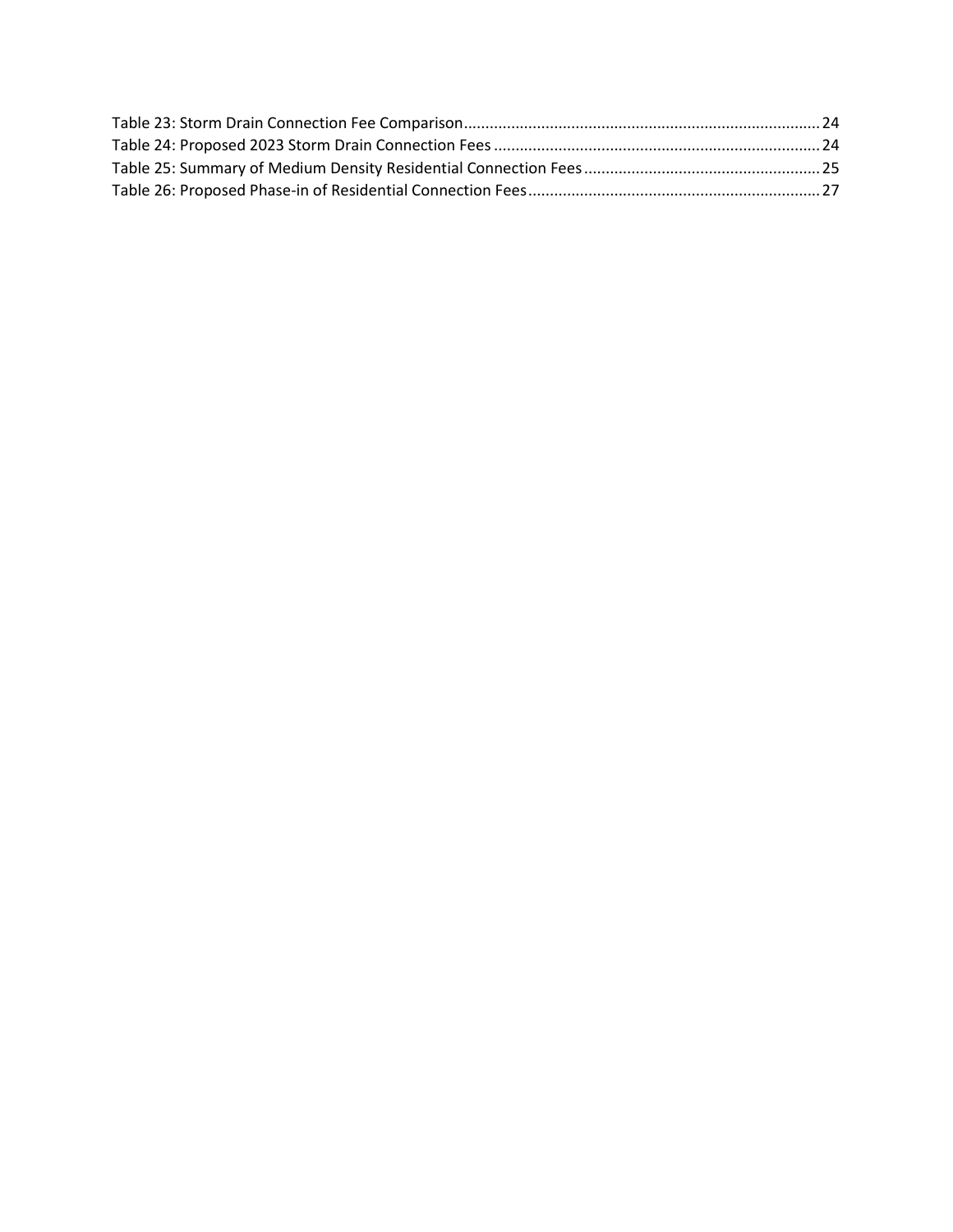Table 23: Storm Drain Connection Fee Comparison.................................................................................24
Table 24: Proposed 2023 Storm Drain Connection Fees ...........................................................................24
Table 25: Summary of Medium Density Residential Connection Fees.......................................................25
Table 26: Proposed Phase-in of Residential Connection Fees....................................................................27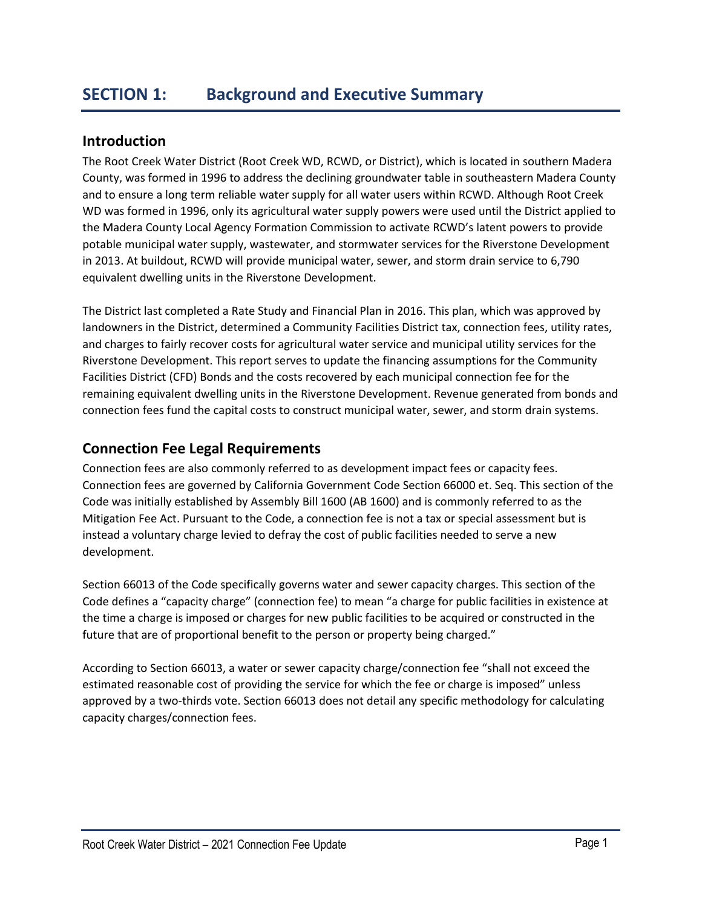# SECTION 1: Background and Executive Summary

## Introduction

The Root Creek Water District (Root Creek WD, RCWD, or District), which is located in southern Madera County, was formed in 1996 to address the declining groundwater table in southeastern Madera County and to ensure a long term reliable water supply for all water users within RCWD. Although Root Creek WD was formed in 1996, only its agricultural water supply powers were used until the District applied to the Madera County Local Agency Formation Commission to activate RCWD's latent powers to provide potable municipal water supply, wastewater, and stormwater services for the Riverstone Development in 2013. At buildout, RCWD will provide municipal water, sewer, and storm drain service to 6,790 equivalent dwelling units in the Riverstone Development.

The District last completed a Rate Study and Financial Plan in 2016. This plan, which was approved by landowners in the District, determined a Community Facilities District tax, connection fees, utility rates, and charges to fairly recover costs for agricultural water service and municipal utility services for the Riverstone Development. This report serves to update the financing assumptions for the Community Facilities District (CFD) Bonds and the costs recovered by each municipal connection fee for the remaining equivalent dwelling units in the Riverstone Development. Revenue generated from bonds and connection fees fund the capital costs to construct municipal water, sewer, and storm drain systems.

## Connection Fee Legal Requirements

Connection fees are also commonly referred to as development impact fees or capacity fees. Connection fees are governed by California Government Code Section 66000 et. Seq. This section of the Code was initially established by Assembly Bill 1600 (AB 1600) and is commonly referred to as the Mitigation Fee Act. Pursuant to the Code, a connection fee is not a tax or special assessment but is instead a voluntary charge levied to defray the cost of public facilities needed to serve a new development.

Section 66013 of the Code specifically governs water and sewer capacity charges. This section of the Code defines a "capacity charge" (connection fee) to mean "a charge for public facilities in existence at the time a charge is imposed or charges for new public facilities to be acquired or constructed in the future that are of proportional benefit to the person or property being charged."

According to Section 66013, a water or sewer capacity charge/connection fee "shall not exceed the estimated reasonable cost of providing the service for which the fee or charge is imposed" unless approved by a two-thirds vote. Section 66013 does not detail any specific methodology for calculating capacity charges/connection fees.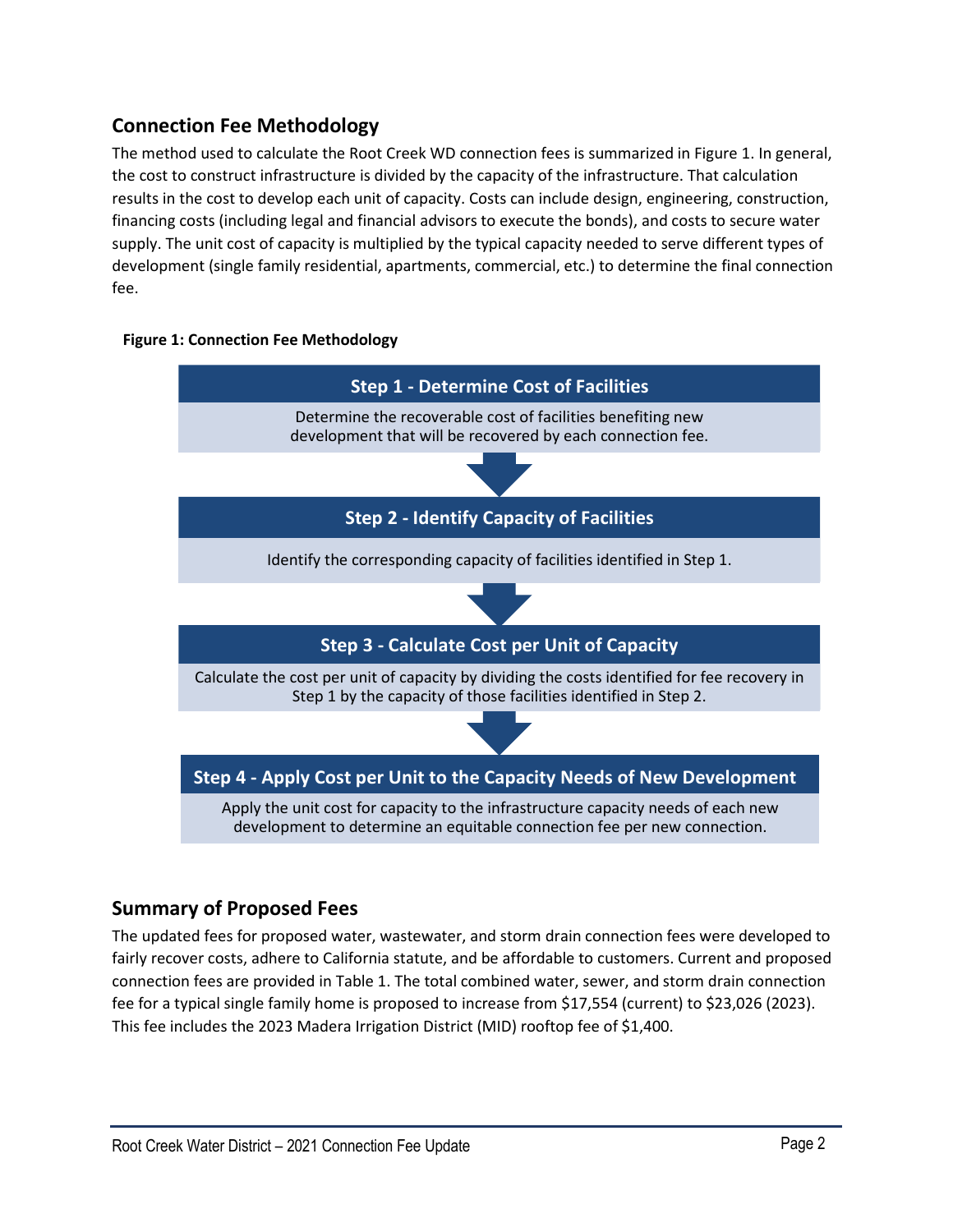## Connection Fee Methodology

The method used to calculate the Root Creek WD connection fees is summarized in Figure 1. In general, the cost to construct infrastructure is divided by the capacity of the infrastructure. That calculation results in the cost to develop each unit of capacity. Costs can include design, engineering, construction, financing costs (including legal and financial advisors to execute the bonds), and costs to secure water supply. The unit cost of capacity is multiplied by the typical capacity needed to serve different types of development (single family residential, apartments, commercial, etc.) to determine the final connection fee.

**Figure 1: Connection Fee Methodology**

**Step 1 - Determine Cost of Facilities**

Determine the recoverable cost of facilities benefiting new development that will be recovered by each connection fee.

**Step 2 - Identify Capacity of Facilities**

Identify the corresponding capacity of facilities identified in Step 1.

**Step 3 - Calculate Cost per Unit of Capacity**

Calculate the cost per unit of capacity by dividing the costs identified for fee recovery in Step 1 by the capacity of those facilities identified in Step 2.

**Step 4 - Apply Cost per Unit to the Capacity Needs of New Development**

Apply the unit cost for capacity to the infrastructure capacity needs of each new development to determine an equitable connection fee per new connection.

## Summary of Proposed Fees

The updated fees for proposed water, wastewater, and storm drain connection fees were developed to fairly recover costs, adhere to California statute, and be affordable to customers. Current and proposed connection fees are provided in Table 1. The total combined water, sewer, and storm drain connection fee for a typical single family home is proposed to increase from $17,554 (current) to $23,026 (2023). This fee includes the 2023 Madera Irrigation District (MID) rooftop fee of $1,400.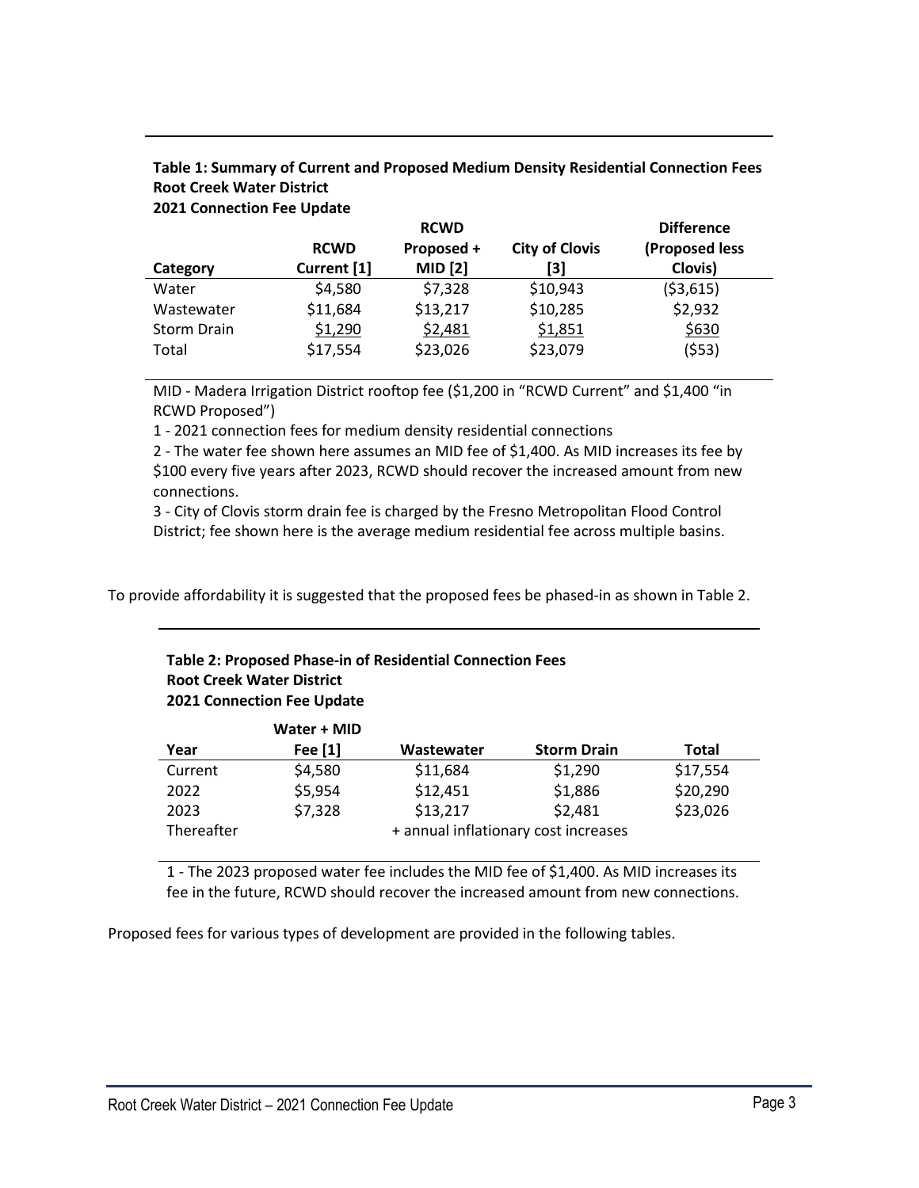**Table 1: Summary of Current and Proposed Medium Density Residential Connection Fees**
**Root Creek Water District**
**2021 Connection Fee Update**

| Category | RCWD Current [1] | RCWD Proposed + MID [2] | City of Clovis [3] | Difference (Proposed less Clovis) |
|---|---|---|---|---|
| Water | $4,580 | $7,328 | $10,943 | ($3,615) |
| Wastewater | $11,684 | $13,217 | $10,285 | $2,932 |
| Storm Drain | $1,290 | $2,481 | $1,851 | $630 |
| Total | $17,554 | $23,026 | $23,079 | ($53) |

MID - Madera Irrigation District rooftop fee ($1,200 in "RCWD Current" and $1,400 "in RCWD Proposed")
1 - 2021 connection fees for medium density residential connections
2 - The water fee shown here assumes an MID fee of $1,400. As MID increases its fee by $100 every five years after 2023, RCWD should recover the increased amount from new connections.
3 - City of Clovis storm drain fee is charged by the Fresno Metropolitan Flood Control District; fee shown here is the average medium residential fee across multiple basins.

To provide affordability it is suggested that the proposed fees be phased-in as shown in Table 2.

**Table 2: Proposed Phase-in of Residential Connection Fees**
**Root Creek Water District**
**2021 Connection Fee Update**

| Year | Water + MID Fee [1] | Wastewater | Storm Drain | Total |
|---|---|---|---|---|
| Current | $4,580 | $11,684 | $1,290 | $17,554 |
| 2022 | $5,954 | $12,451 | $1,886 | $20,290 |
| 2023 | $7,328 | $13,217 | $2,481 | $23,026 |
| Thereafter | | + annual inflationary cost increases | | |

1 - The 2023 proposed water fee includes the MID fee of $1,400. As MID increases its fee in the future, RCWD should recover the increased amount from new connections.

Proposed fees for various types of development are provided in the following tables.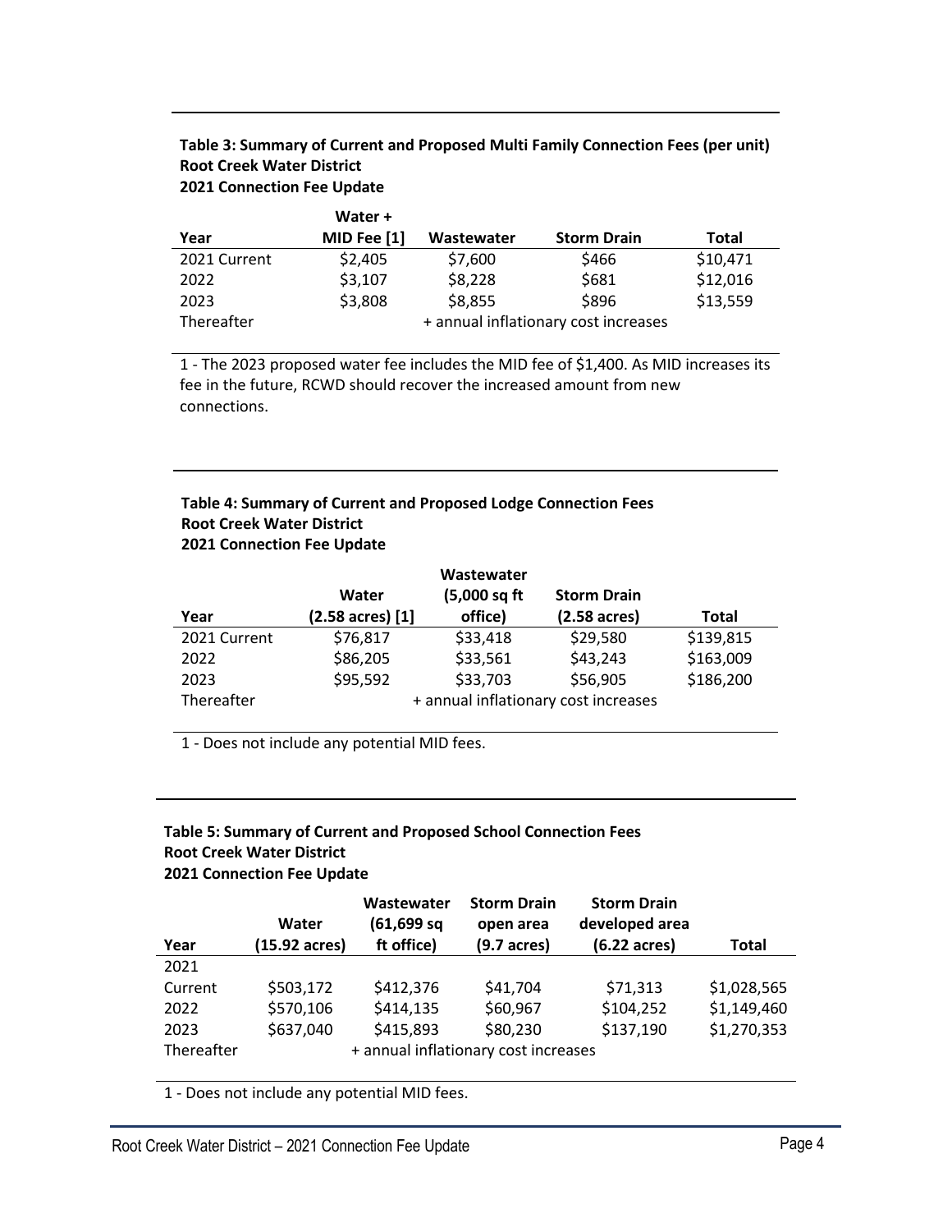**Table 3: Summary of Current and Proposed Multi Family Connection Fees (per unit)**
**Root Creek Water District**
**2021 Connection Fee Update**

| Year | Water + MID Fee [1] | Wastewater | Storm Drain | Total |
|---|---|---|---|---|
| 2021 Current | $2,405 | $7,600 | $466 | $10,471 |
| 2022 | $3,107 | $8,228 | $681 | $12,016 |
| 2023 | $3,808 | $8,855 | $896 | $13,559 |
| Thereafter | | + annual inflationary cost increases | | |

1 - The 2023 proposed water fee includes the MID fee of $1,400. As MID increases its fee in the future, RCWD should recover the increased amount from new connections.

**Table 4: Summary of Current and Proposed Lodge Connection Fees**
**Root Creek Water District**
**2021 Connection Fee Update**

| Year | Water (2.58 acres) [1] | Wastewater (5,000 sq ft office) | Storm Drain (2.58 acres) | Total |
|---|---|---|---|---|
| 2021 Current | $76,817 | $33,418 | $29,580 | $139,815 |
| 2022 | $86,205 | $33,561 | $43,243 | $163,009 |
| 2023 | $95,592 | $33,703 | $56,905 | $186,200 |
| Thereafter | | + annual inflationary cost increases | | |

1 - Does not include any potential MID fees.

**Table 5: Summary of Current and Proposed School Connection Fees**
**Root Creek Water District**
**2021 Connection Fee Update**

| Year | Water (15.92 acres) | Wastewater (61,699 sq ft office) | Storm Drain open area (9.7 acres) | Storm Drain developed area (6.22 acres) | Total |
|---|---|---|---|---|---|
| 2021 Current | $503,172 | $412,376 | $41,704 | $71,313 | $1,028,565 |
| 2022 | $570,106 | $414,135 | $60,967 | $104,252 | $1,149,460 |
| 2023 | $637,040 | $415,893 | $80,230 | $137,190 | $1,270,353 |
| Thereafter | | + annual inflationary cost increases | | | |

1 - Does not include any potential MID fees.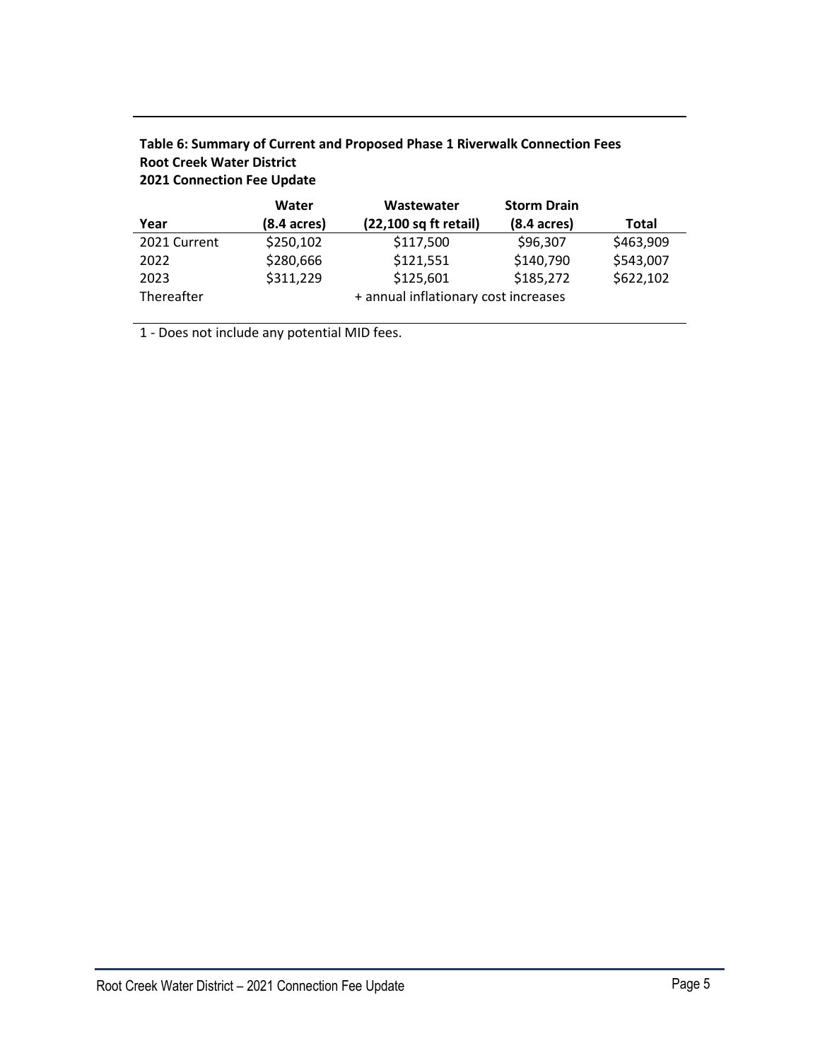**Table 6: Summary of Current and Proposed Phase 1 Riverwalk Connection Fees**
**Root Creek Water District**
**2021 Connection Fee Update**

| Year | Water (8.4 acres) | Wastewater (22,100 sq ft retail) | Storm Drain (8.4 acres) | Total |
|---|---|---|---|---|
| 2021 Current | $250,102 | $117,500 | $96,307 | $463,909 |
| 2022 | $280,666 | $121,551 | $140,790 | $543,007 |
| 2023 | $311,229 | $125,601 | $185,272 | $622,102 |
| Thereafter | | + annual inflationary cost increases | | |

1 - Does not include any potential MID fees.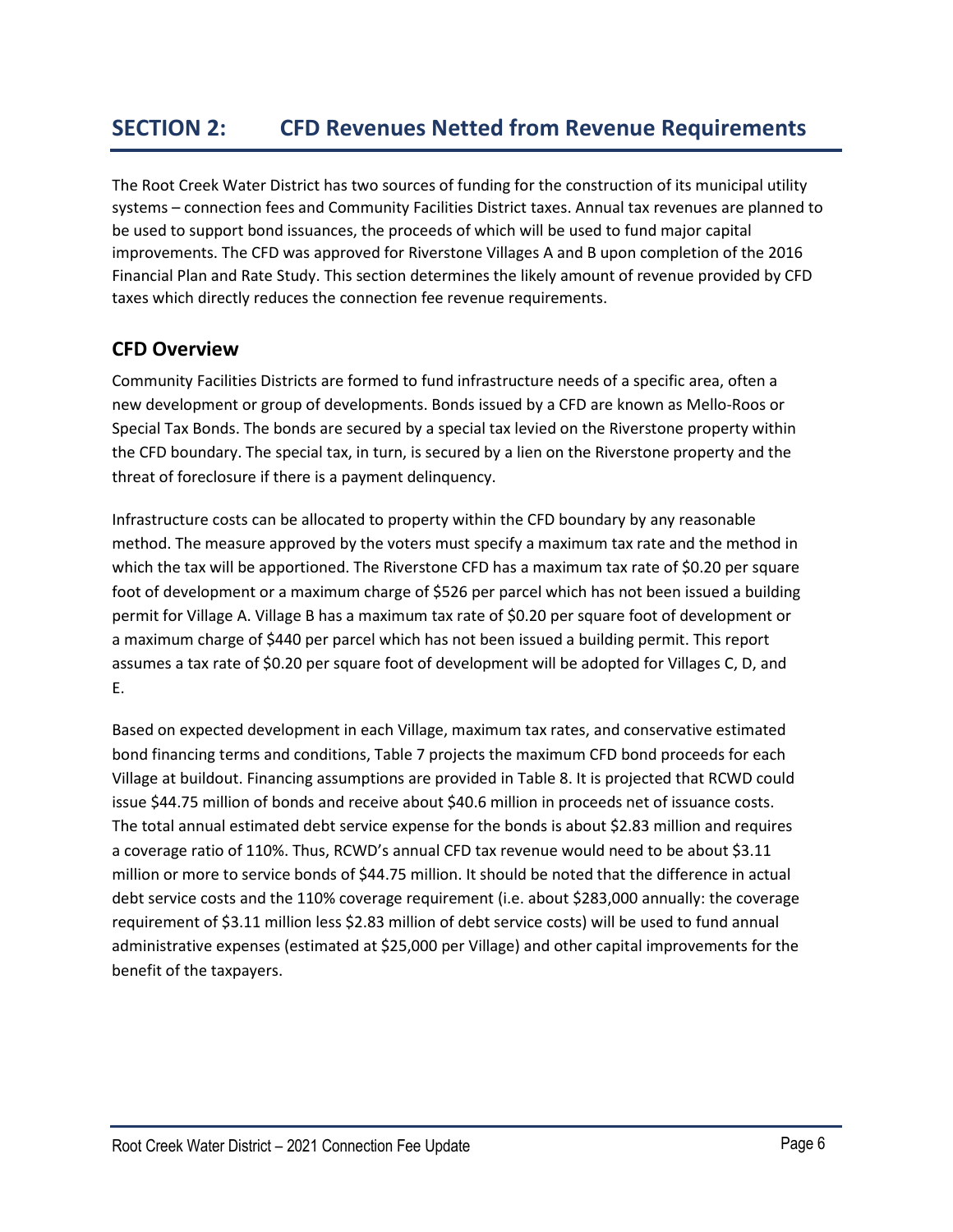# SECTION 2: CFD Revenues Netted from Revenue Requirements

The Root Creek Water District has two sources of funding for the construction of its municipal utility systems – connection fees and Community Facilities District taxes. Annual tax revenues are planned to be used to support bond issuances, the proceeds of which will be used to fund major capital improvements. The CFD was approved for Riverstone Villages A and B upon completion of the 2016 Financial Plan and Rate Study. This section determines the likely amount of revenue provided by CFD taxes which directly reduces the connection fee revenue requirements.

## CFD Overview

Community Facilities Districts are formed to fund infrastructure needs of a specific area, often a new development or group of developments. Bonds issued by a CFD are known as Mello-Roos or Special Tax Bonds. The bonds are secured by a special tax levied on the Riverstone property within the CFD boundary. The special tax, in turn, is secured by a lien on the Riverstone property and the threat of foreclosure if there is a payment delinquency.

Infrastructure costs can be allocated to property within the CFD boundary by any reasonable method. The measure approved by the voters must specify a maximum tax rate and the method in which the tax will be apportioned. The Riverstone CFD has a maximum tax rate of $0.20 per square foot of development or a maximum charge of $526 per parcel which has not been issued a building permit for Village A. Village B has a maximum tax rate of $0.20 per square foot of development or a maximum charge of $440 per parcel which has not been issued a building permit. This report assumes a tax rate of $0.20 per square foot of development will be adopted for Villages C, D, and E.

Based on expected development in each Village, maximum tax rates, and conservative estimated bond financing terms and conditions, Table 7 projects the maximum CFD bond proceeds for each Village at buildout. Financing assumptions are provided in Table 8. It is projected that RCWD could issue $44.75 million of bonds and receive about $40.6 million in proceeds net of issuance costs. The total annual estimated debt service expense for the bonds is about $2.83 million and requires a coverage ratio of 110%. Thus, RCWD's annual CFD tax revenue would need to be about $3.11 million or more to service bonds of $44.75 million. It should be noted that the difference in actual debt service costs and the 110% coverage requirement (i.e. about $283,000 annually: the coverage requirement of $3.11 million less $2.83 million of debt service costs) will be used to fund annual administrative expenses (estimated at $25,000 per Village) and other capital improvements for the benefit of the taxpayers.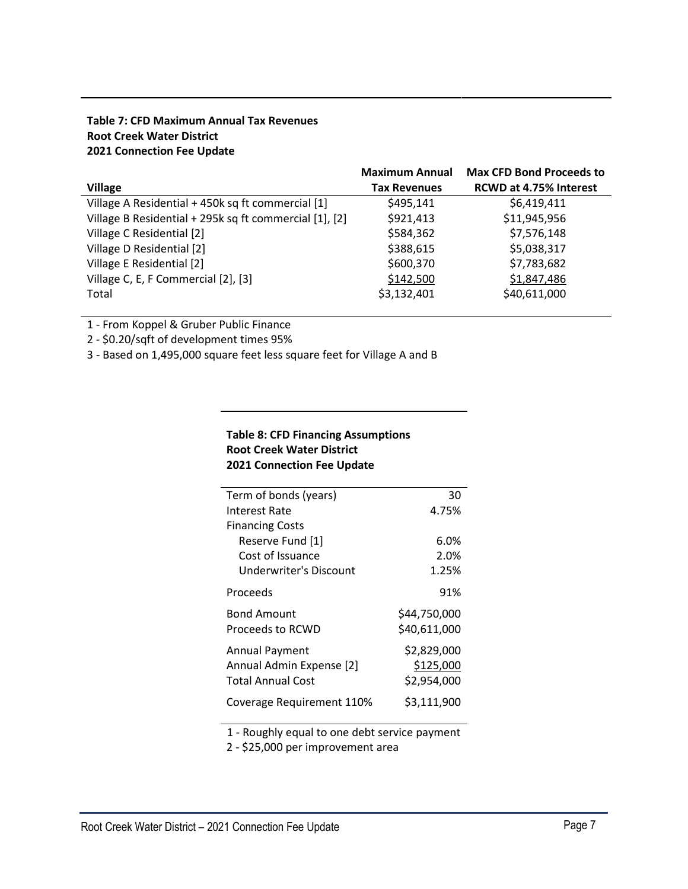**Table 7: CFD Maximum Annual Tax Revenues**
**Root Creek Water District**
**2021 Connection Fee Update**

| Village | Maximum Annual Tax Revenues | Max CFD Bond Proceeds to RCWD at 4.75% Interest |
|---|---|---|
| Village A Residential + 450k sq ft commercial [1] | $495,141 | $6,419,411 |
| Village B Residential + 295k sq ft commercial [1], [2] | $921,413 | $11,945,956 |
| Village C Residential [2] | $584,362 | $7,576,148 |
| Village D Residential [2] | $388,615 | $5,038,317 |
| Village E Residential [2] | $600,370 | $7,783,682 |
| Village C, E, F Commercial [2], [3] | $142,500 | $1,847,486 |
| Total | $3,132,401 | $40,611,000 |

1 - From Koppel & Gruber Public Finance
2 - $0.20/sqft of development times 95%
3 - Based on 1,495,000 square feet less square feet for Village A and B

**Table 8: CFD Financing Assumptions**
**Root Creek Water District**
**2021 Connection Fee Update**

| | |
|---|---|
| Term of bonds (years) | 30 |
| Interest Rate | 4.75% |
| Financing Costs | |
| Reserve Fund [1] | 6.0% |
| Cost of Issuance | 2.0% |
| Underwriter's Discount | 1.25% |
| Proceeds | 91% |
| Bond Amount | $44,750,000 |
| Proceeds to RCWD | $40,611,000 |
| Annual Payment | $2,829,000 |
| Annual Admin Expense [2] | $125,000 |
| Total Annual Cost | $2,954,000 |
| Coverage Requirement 110% | $3,111,900 |

1 - Roughly equal to one debt service payment
2 - $25,000 per improvement area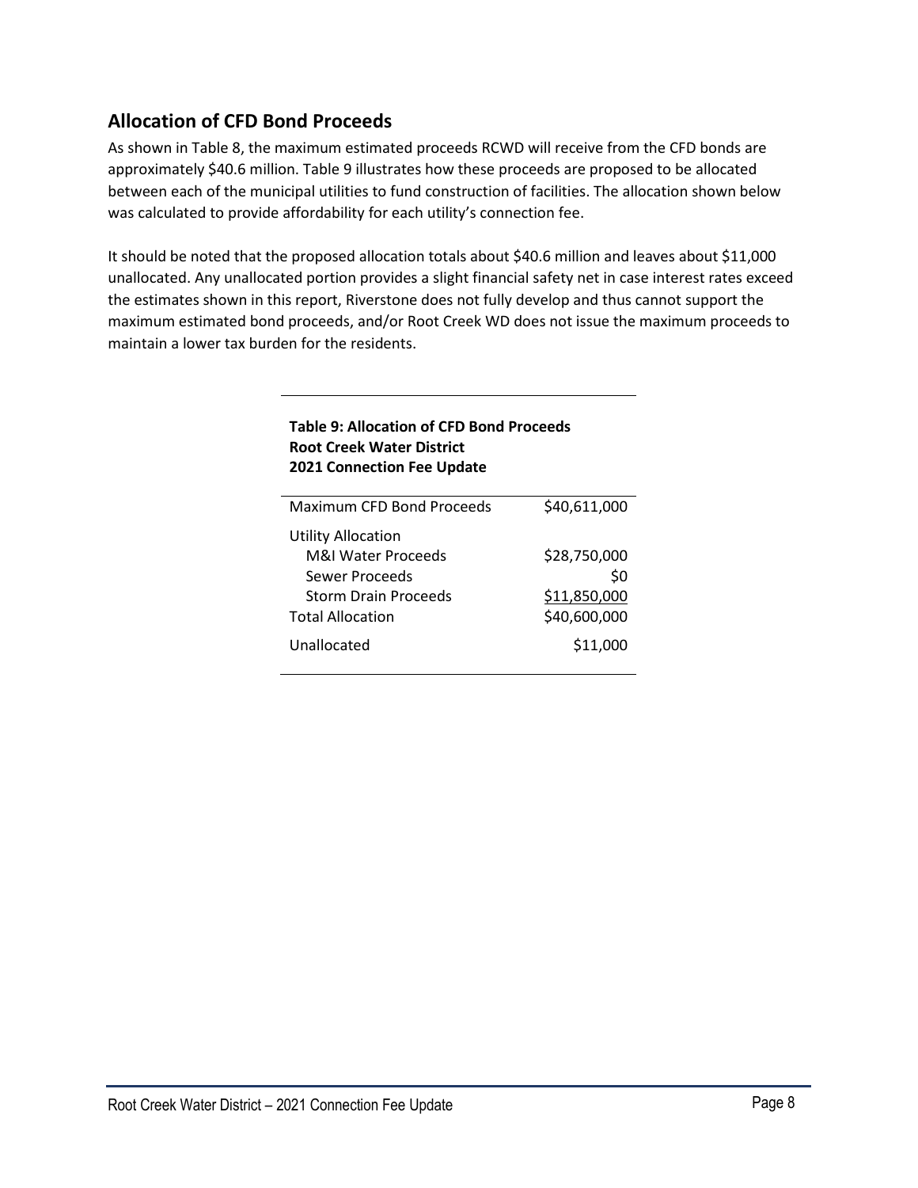## Allocation of CFD Bond Proceeds

As shown in Table 8, the maximum estimated proceeds RCWD will receive from the CFD bonds are approximately $40.6 million. Table 9 illustrates how these proceeds are proposed to be allocated between each of the municipal utilities to fund construction of facilities. The allocation shown below was calculated to provide affordability for each utility's connection fee.

It should be noted that the proposed allocation totals about $40.6 million and leaves about $11,000 unallocated. Any unallocated portion provides a slight financial safety net in case interest rates exceed the estimates shown in this report, Riverstone does not fully develop and thus cannot support the maximum estimated bond proceeds, and/or Root Creek WD does not issue the maximum proceeds to maintain a lower tax burden for the residents.

**Table 9: Allocation of CFD Bond Proceeds**
**Root Creek Water District**
**2021 Connection Fee Update**

| | |
|---|---:|
| Maximum CFD Bond Proceeds | $40,611,000 |
| Utility Allocation | |
| M&I Water Proceeds | $28,750,000 |
| Sewer Proceeds | $0 |
| Storm Drain Proceeds | $11,850,000 |
| Total Allocation | $40,600,000 |
| Unallocated | $11,000 |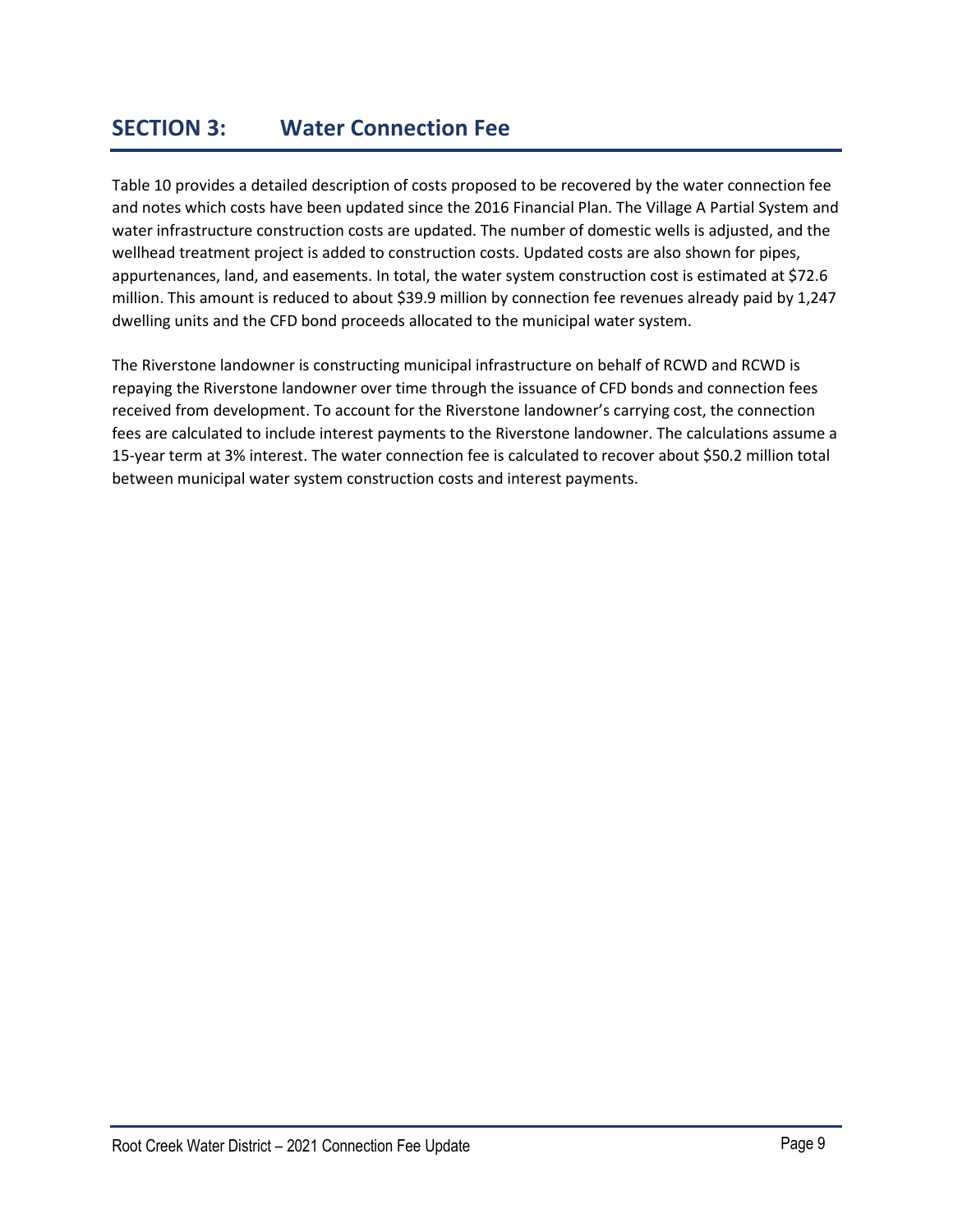# SECTION 3: Water Connection Fee

Table 10 provides a detailed description of costs proposed to be recovered by the water connection fee and notes which costs have been updated since the 2016 Financial Plan. The Village A Partial System and water infrastructure construction costs are updated. The number of domestic wells is adjusted, and the wellhead treatment project is added to construction costs. Updated costs are also shown for pipes, appurtenances, land, and easements. In total, the water system construction cost is estimated at $72.6 million. This amount is reduced to about $39.9 million by connection fee revenues already paid by 1,247 dwelling units and the CFD bond proceeds allocated to the municipal water system.

The Riverstone landowner is constructing municipal infrastructure on behalf of RCWD and RCWD is repaying the Riverstone landowner over time through the issuance of CFD bonds and connection fees received from development. To account for the Riverstone landowner's carrying cost, the connection fees are calculated to include interest payments to the Riverstone landowner. The calculations assume a 15-year term at 3% interest. The water connection fee is calculated to recover about $50.2 million total between municipal water system construction costs and interest payments.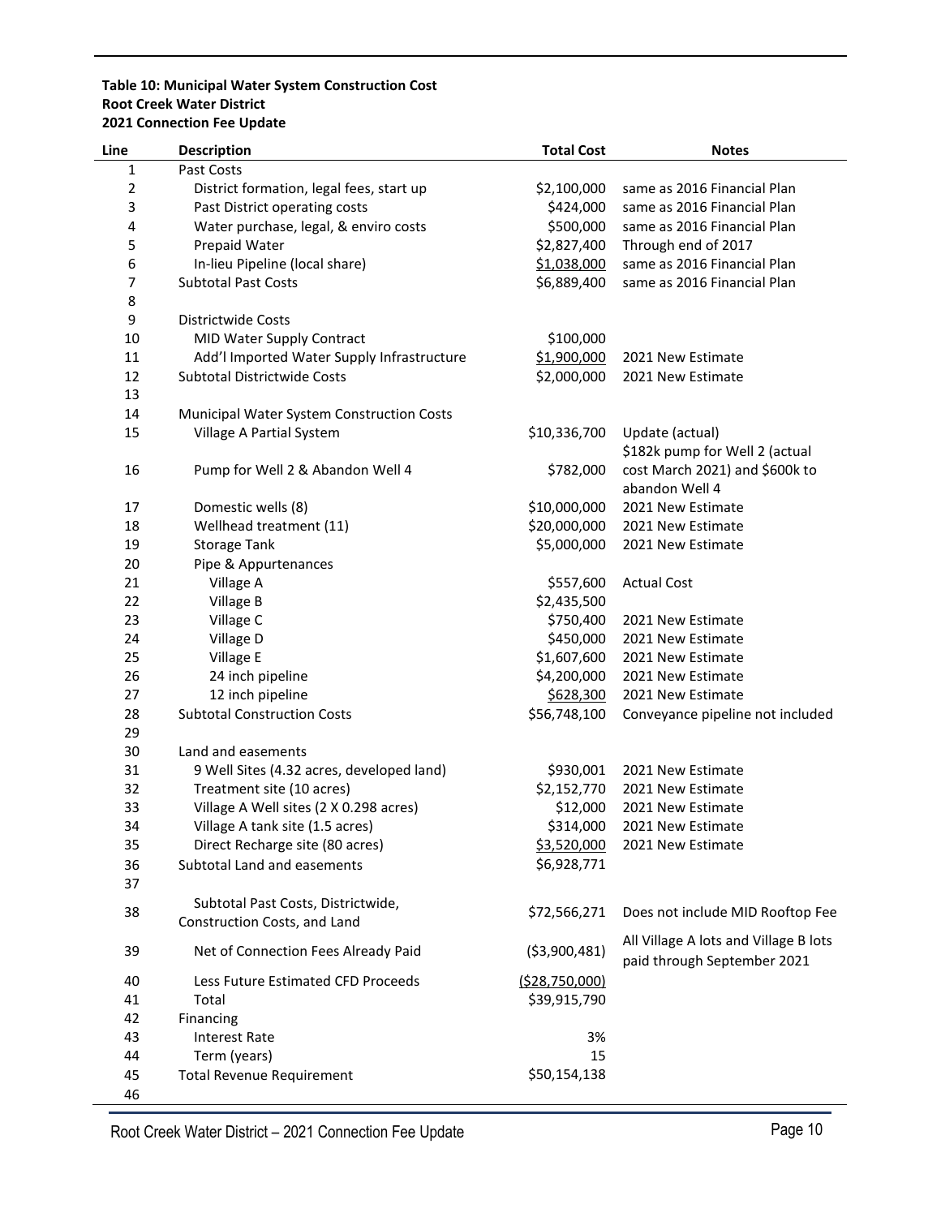**Table 10: Municipal Water System Construction Cost**
**Root Creek Water District**
**2021 Connection Fee Update**

| Line | Description | Total Cost | Notes |
|---|---|---|---|
| 1 | Past Costs | | |
| 2 | District formation, legal fees, start up | $2,100,000 | same as 2016 Financial Plan |
| 3 | Past District operating costs | $424,000 | same as 2016 Financial Plan |
| 4 | Water purchase, legal, & enviro costs | $500,000 | same as 2016 Financial Plan |
| 5 | Prepaid Water | $2,827,400 | Through end of 2017 |
| 6 | In-lieu Pipeline (local share) | $1,038,000 | same as 2016 Financial Plan |
| 7 | Subtotal Past Costs | $6,889,400 | same as 2016 Financial Plan |
| 8 | | | |
| 9 | Districtwide Costs | | |
| 10 | MID Water Supply Contract | $100,000 | |
| 11 | Add'l Imported Water Supply Infrastructure | $1,900,000 | 2021 New Estimate |
| 12 | Subtotal Districtwide Costs | $2,000,000 | 2021 New Estimate |
| 13 | | | |
| 14 | Municipal Water System Construction Costs | | |
| 15 | Village A Partial System | $10,336,700 | Update (actual) |
| 16 | Pump for Well 2 & Abandon Well 4 | $782,000 | $182k pump for Well 2 (actual cost March 2021) and $600k to abandon Well 4 |
| 17 | Domestic wells (8) | $10,000,000 | 2021 New Estimate |
| 18 | Wellhead treatment (11) | $20,000,000 | 2021 New Estimate |
| 19 | Storage Tank | $5,000,000 | 2021 New Estimate |
| 20 | Pipe & Appurtenances | | |
| 21 | Village A | $557,600 | Actual Cost |
| 22 | Village B | $2,435,500 | |
| 23 | Village C | $750,400 | 2021 New Estimate |
| 24 | Village D | $450,000 | 2021 New Estimate |
| 25 | Village E | $1,607,600 | 2021 New Estimate |
| 26 | 24 inch pipeline | $4,200,000 | 2021 New Estimate |
| 27 | 12 inch pipeline | $628,300 | 2021 New Estimate |
| 28 | Subtotal Construction Costs | $56,748,100 | Conveyance pipeline not included |
| 29 | | | |
| 30 | Land and easements | | |
| 31 | 9 Well Sites (4.32 acres, developed land) | $930,001 | 2021 New Estimate |
| 32 | Treatment site (10 acres) | $2,152,770 | 2021 New Estimate |
| 33 | Village A Well sites (2 X 0.298 acres) | $12,000 | 2021 New Estimate |
| 34 | Village A tank site (1.5 acres) | $314,000 | 2021 New Estimate |
| 35 | Direct Recharge site (80 acres) | $3,520,000 | 2021 New Estimate |
| 36 | Subtotal Land and easements | $6,928,771 | |
| 37 | | | |
| 38 | Subtotal Past Costs, Districtwide, Construction Costs, and Land | $72,566,271 | Does not include MID Rooftop Fee |
| 39 | Net of Connection Fees Already Paid | ($3,900,481) | All Village A lots and Village B lots paid through September 2021 |
| 40 | Less Future Estimated CFD Proceeds | ($28,750,000) | |
| 41 | Total | $39,915,790 | |
| 42 | Financing | | |
| 43 | Interest Rate | 3% | |
| 44 | Term (years) | 15 | |
| 45 | Total Revenue Requirement | $50,154,138 | |
| 46 | | | |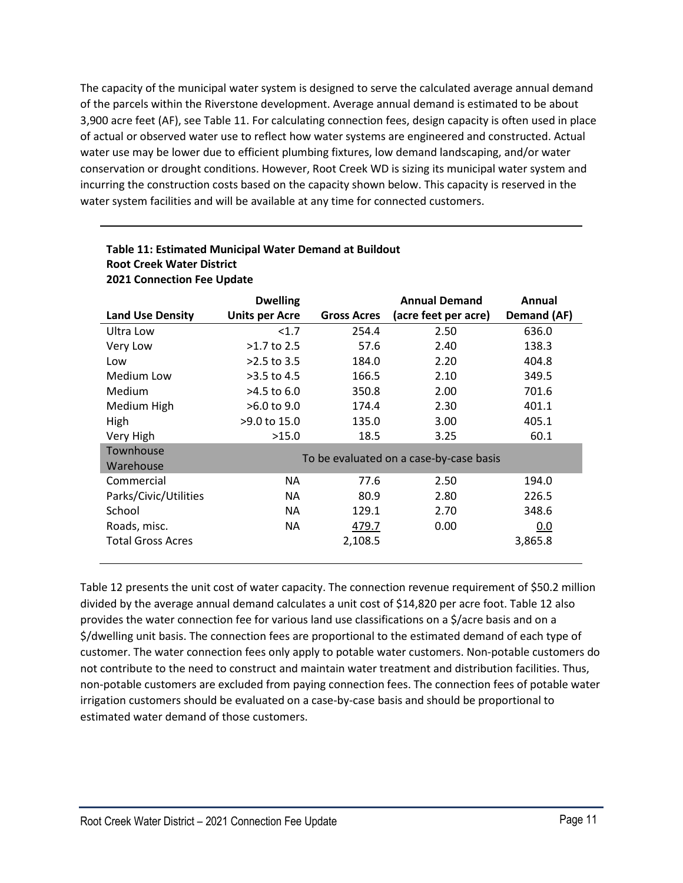The capacity of the municipal water system is designed to serve the calculated average annual demand of the parcels within the Riverstone development. Average annual demand is estimated to be about 3,900 acre feet (AF), see Table 11. For calculating connection fees, design capacity is often used in place of actual or observed water use to reflect how water systems are engineered and constructed. Actual water use may be lower due to efficient plumbing fixtures, low demand landscaping, and/or water conservation or drought conditions. However, Root Creek WD is sizing its municipal water system and incurring the construction costs based on the capacity shown below. This capacity is reserved in the water system facilities and will be available at any time for connected customers.

**Table 11: Estimated Municipal Water Demand at Buildout**
**Root Creek Water District**
**2021 Connection Fee Update**

| Land Use Density | Dwelling Units per Acre | Gross Acres | Annual Demand (acre feet per acre) | Annual Demand (AF) |
|---|---|---|---|---|
| Ultra Low | <1.7 | 254.4 | 2.50 | 636.0 |
| Very Low | >1.7 to 2.5 | 57.6 | 2.40 | 138.3 |
| Low | >2.5 to 3.5 | 184.0 | 2.20 | 404.8 |
| Medium Low | >3.5 to 4.5 | 166.5 | 2.10 | 349.5 |
| Medium | >4.5 to 6.0 | 350.8 | 2.00 | 701.6 |
| Medium High | >6.0 to 9.0 | 174.4 | 2.30 | 401.1 |
| High | >9.0 to 15.0 | 135.0 | 3.00 | 405.1 |
| Very High | >15.0 | 18.5 | 3.25 | 60.1 |
| Townhouse | To be evaluated on a case-by-case basis | | | |
| Warehouse | | | | |
| Commercial | NA | 77.6 | 2.50 | 194.0 |
| Parks/Civic/Utilities | NA | 80.9 | 2.80 | 226.5 |
| School | NA | 129.1 | 2.70 | 348.6 |
| Roads, misc. | NA | 479.7 | 0.00 | 0.0 |
| Total Gross Acres | | 2,108.5 | | 3,865.8 |

Table 12 presents the unit cost of water capacity. The connection revenue requirement of $50.2 million divided by the average annual demand calculates a unit cost of $14,820 per acre foot. Table 12 also provides the water connection fee for various land use classifications on a $/acre basis and on a $/dwelling unit basis. The connection fees are proportional to the estimated demand of each type of customer. The water connection fees only apply to potable water customers. Non-potable customers do not contribute to the need to construct and maintain water treatment and distribution facilities. Thus, non-potable customers are excluded from paying connection fees. The connection fees of potable water irrigation customers should be evaluated on a case-by-case basis and should be proportional to estimated water demand of those customers.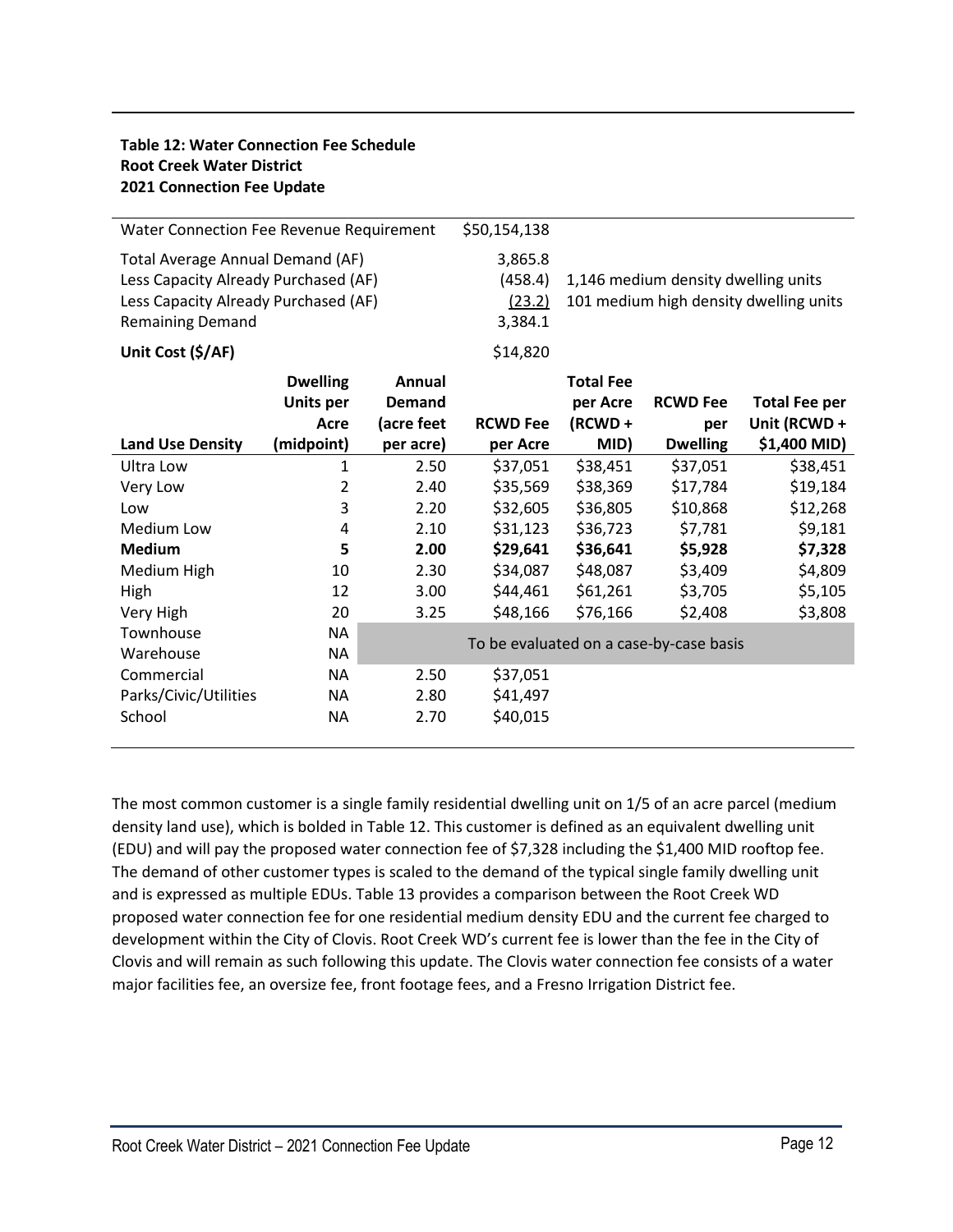**Table 12: Water Connection Fee Schedule**
**Root Creek Water District**
**2021 Connection Fee Update**

| Water Connection Fee Revenue Requirement | | | $50,154,138 | | | |
|---|---|---|---|---|---|---|
| Total Average Annual Demand (AF) | | | 3,865.8 | | | |
| Less Capacity Already Purchased (AF) | | | (458.4) | 1,146 medium density dwelling units | | |
| Less Capacity Already Purchased (AF) | | | (23.2) | 101 medium high density dwelling units | | |
| Remaining Demand | | | 3,384.1 | | | |
| **Unit Cost ($/AF)** | | | $14,820 | | | |
| **Land Use Density** | **Dwelling Units per Acre (midpoint)** | **Annual Demand (acre feet per acre)** | **RCWD Fee per Acre** | **Total Fee per Acre (RCWD + MID)** | **RCWD Fee per Dwelling** | **Total Fee per Unit (RCWD + $1,400 MID)** |
| Ultra Low | 1 | 2.50 | $37,051 | $38,451 | $37,051 | $38,451 |
| Very Low | 2 | 2.40 | $35,569 | $38,369 | $17,784 | $19,184 |
| Low | 3 | 2.20 | $32,605 | $36,805 | $10,868 | $12,268 |
| Medium Low | 4 | 2.10 | $31,123 | $36,723 | $7,781 | $9,181 |
| **Medium** | **5** | **2.00** | **$29,641** | **$36,641** | **$5,928** | **$7,328** |
| Medium High | 10 | 2.30 | $34,087 | $48,087 | $3,409 | $4,809 |
| High | 12 | 3.00 | $44,461 | $61,261 | $3,705 | $5,105 |
| Very High | 20 | 3.25 | $48,166 | $76,166 | $2,408 | $3,808 |
| Townhouse | NA | To be evaluated on a case-by-case basis | | | | |
| Warehouse | NA | | | | | |
| Commercial | NA | 2.50 | $37,051 | | | |
| Parks/Civic/Utilities | NA | 2.80 | $41,497 | | | |
| School | NA | 2.70 | $40,015 | | | |

The most common customer is a single family residential dwelling unit on 1/5 of an acre parcel (medium density land use), which is bolded in Table 12. This customer is defined as an equivalent dwelling unit (EDU) and will pay the proposed water connection fee of $7,328 including the $1,400 MID rooftop fee. The demand of other customer types is scaled to the demand of the typical single family dwelling unit and is expressed as multiple EDUs. Table 13 provides a comparison between the Root Creek WD proposed water connection fee for one residential medium density EDU and the current fee charged to development within the City of Clovis. Root Creek WD's current fee is lower than the fee in the City of Clovis and will remain as such following this update. The Clovis water connection fee consists of a water major facilities fee, an oversize fee, front footage fees, and a Fresno Irrigation District fee.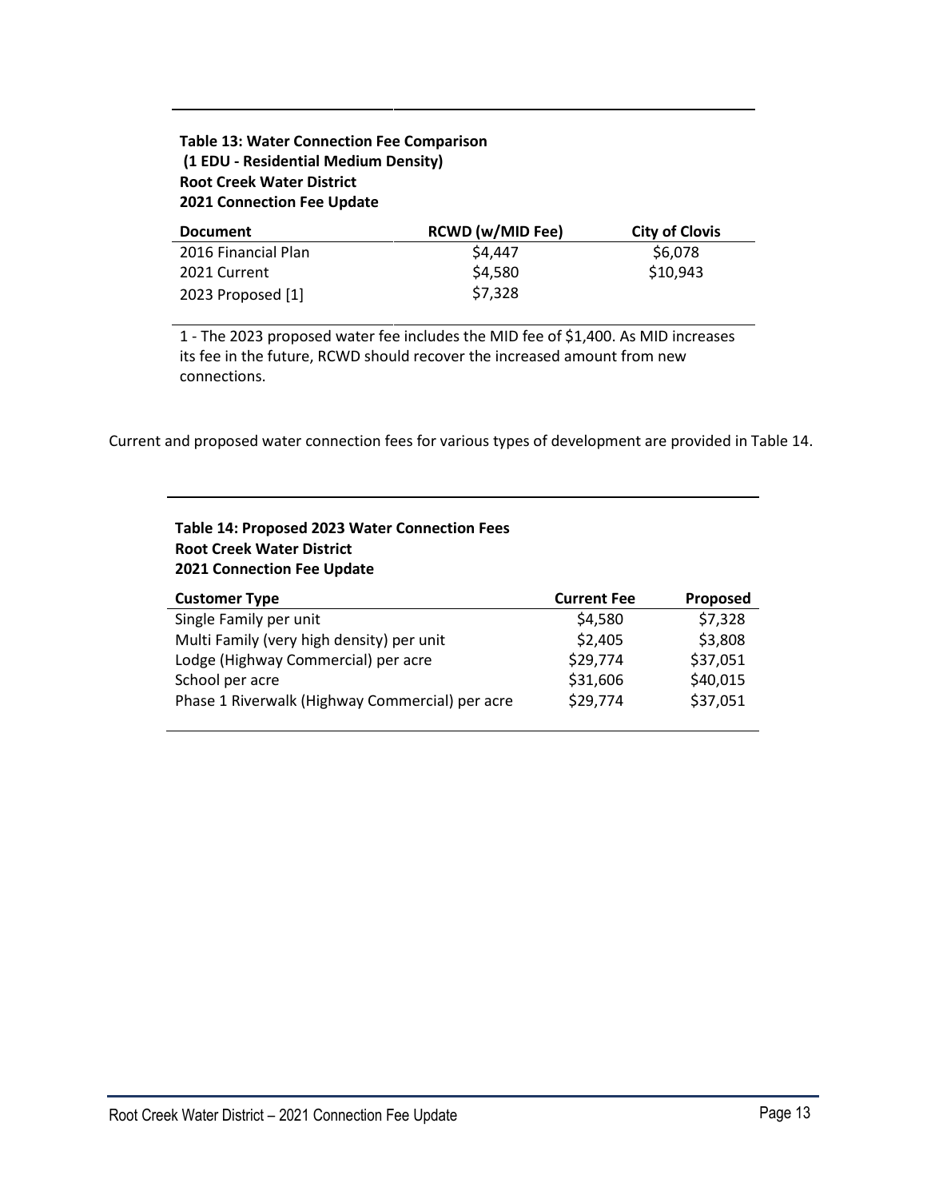**Table 13: Water Connection Fee Comparison**
**(1 EDU - Residential Medium Density)**
**Root Creek Water District**
**2021 Connection Fee Update**

| Document | RCWD (w/MID Fee) | City of Clovis |
|---|---|---|
| 2016 Financial Plan | $4,447 | $6,078 |
| 2021 Current | $4,580 | $10,943 |
| 2023 Proposed [1] | $7,328 | |

1 - The 2023 proposed water fee includes the MID fee of $1,400. As MID increases its fee in the future, RCWD should recover the increased amount from new connections.

Current and proposed water connection fees for various types of development are provided in Table 14.

**Table 14: Proposed 2023 Water Connection Fees**
**Root Creek Water District**
**2021 Connection Fee Update**

| Customer Type | Current Fee | Proposed |
|---|---|---|
| Single Family per unit | $4,580 | $7,328 |
| Multi Family (very high density) per unit | $2,405 | $3,808 |
| Lodge (Highway Commercial) per acre | $29,774 | $37,051 |
| School per acre | $31,606 | $40,015 |
| Phase 1 Riverwalk (Highway Commercial) per acre | $29,774 | $37,051 |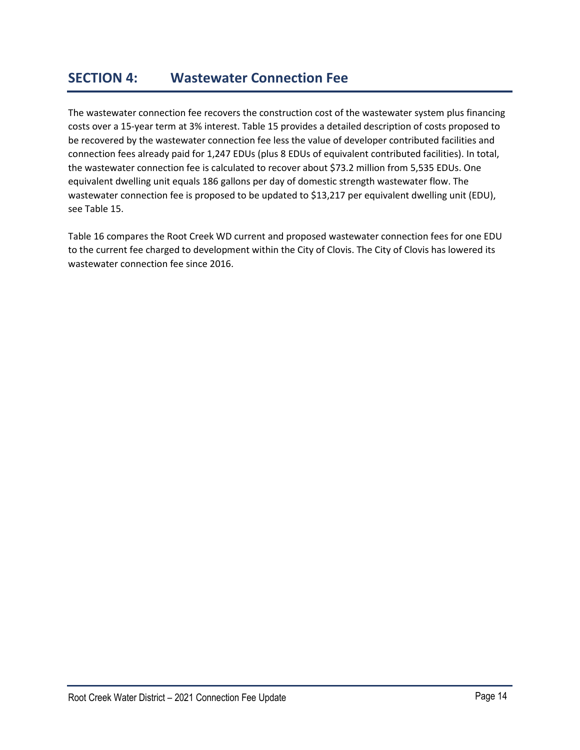## SECTION 4: Wastewater Connection Fee

The wastewater connection fee recovers the construction cost of the wastewater system plus financing costs over a 15-year term at 3% interest. Table 15 provides a detailed description of costs proposed to be recovered by the wastewater connection fee less the value of developer contributed facilities and connection fees already paid for 1,247 EDUs (plus 8 EDUs of equivalent contributed facilities). In total, the wastewater connection fee is calculated to recover about $73.2 million from 5,535 EDUs. One equivalent dwelling unit equals 186 gallons per day of domestic strength wastewater flow. The wastewater connection fee is proposed to be updated to $13,217 per equivalent dwelling unit (EDU), see Table 15.

Table 16 compares the Root Creek WD current and proposed wastewater connection fees for one EDU to the current fee charged to development within the City of Clovis. The City of Clovis has lowered its wastewater connection fee since 2016.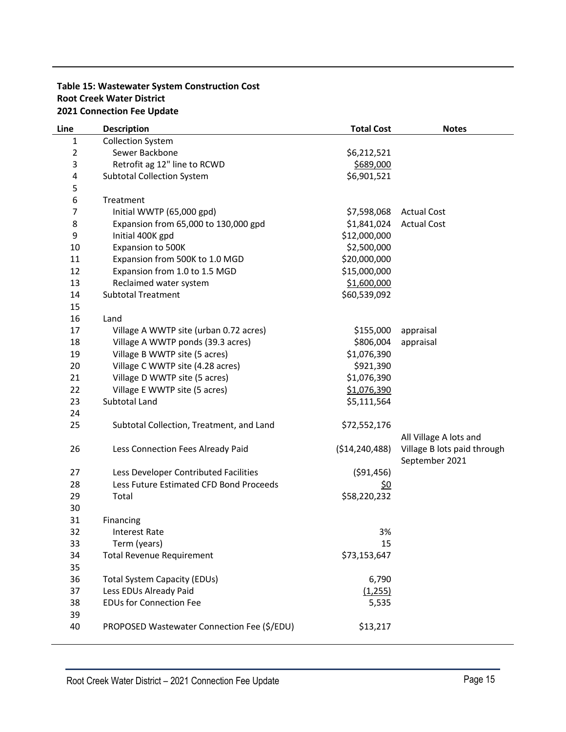**Table 15: Wastewater System Construction Cost**
**Root Creek Water District**
**2021 Connection Fee Update**

| Line | Description | Total Cost | Notes |
|---|---|---|---|
| 1 | Collection System | | |
| 2 | Sewer Backbone | $6,212,521 | |
| 3 | Retrofit ag 12" line to RCWD | $689,000 | |
| 4 | Subtotal Collection System | $6,901,521 | |
| 5 | | | |
| 6 | Treatment | | |
| 7 | Initial WWTP (65,000 gpd) | $7,598,068 | Actual Cost |
| 8 | Expansion from 65,000 to 130,000 gpd | $1,841,024 | Actual Cost |
| 9 | Initial 400K gpd | $12,000,000 | |
| 10 | Expansion to 500K | $2,500,000 | |
| 11 | Expansion from 500K to 1.0 MGD | $20,000,000 | |
| 12 | Expansion from 1.0 to 1.5 MGD | $15,000,000 | |
| 13 | Reclaimed water system | $1,600,000 | |
| 14 | Subtotal Treatment | $60,539,092 | |
| 15 | | | |
| 16 | Land | | |
| 17 | Village A WWTP site (urban 0.72 acres) | $155,000 | appraisal |
| 18 | Village A WWTP ponds (39.3 acres) | $806,004 | appraisal |
| 19 | Village B WWTP site (5 acres) | $1,076,390 | |
| 20 | Village C WWTP site (4.28 acres) | $921,390 | |
| 21 | Village D WWTP site (5 acres) | $1,076,390 | |
| 22 | Village E WWTP site (5 acres) | $1,076,390 | |
| 23 | Subtotal Land | $5,111,564 | |
| 24 | | | |
| 25 | Subtotal Collection, Treatment, and Land | $72,552,176 | |
| 26 | Less Connection Fees Already Paid | ($14,240,488) | All Village A lots and Village B lots paid through September 2021 |
| 27 | Less Developer Contributed Facilities | ($91,456) | |
| 28 | Less Future Estimated CFD Bond Proceeds | $0 | |
| 29 | Total | $58,220,232 | |
| 30 | | | |
| 31 | Financing | | |
| 32 | Interest Rate | 3% | |
| 33 | Term (years) | 15 | |
| 34 | Total Revenue Requirement | $73,153,647 | |
| 35 | | | |
| 36 | Total System Capacity (EDUs) | 6,790 | |
| 37 | Less EDUs Already Paid | (1,255) | |
| 38 | EDUs for Connection Fee | 5,535 | |
| 39 | | | |
| 40 | PROPOSED Wastewater Connection Fee ($/EDU) | $13,217 | |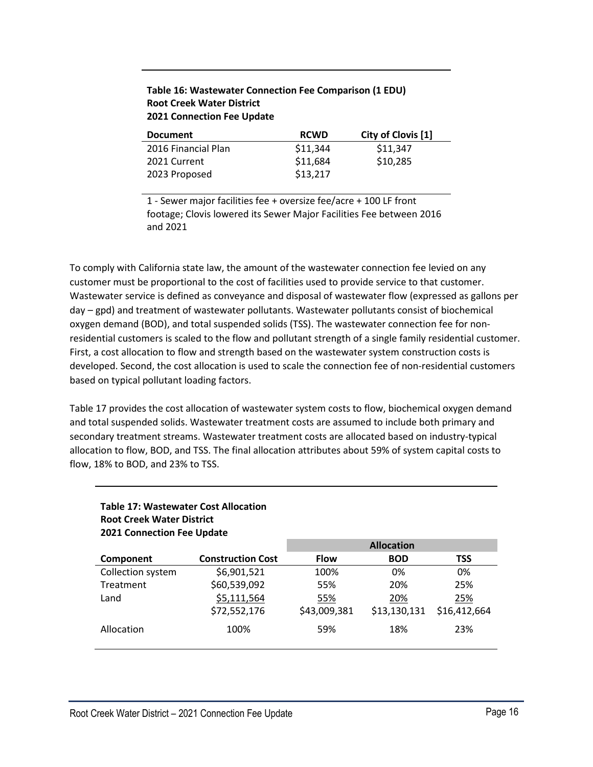**Table 16: Wastewater Connection Fee Comparison (1 EDU)**
**Root Creek Water District**
**2021 Connection Fee Update**

| Document | RCWD | City of Clovis [1] |
|---|---|---|
| 2016 Financial Plan | \$11,344 | \$11,347 |
| 2021 Current | \$11,684 | \$10,285 |
| 2023 Proposed | \$13,217 | |

1 - Sewer major facilities fee + oversize fee/acre + 100 LF front footage; Clovis lowered its Sewer Major Facilities Fee between 2016 and 2021

To comply with California state law, the amount of the wastewater connection fee levied on any customer must be proportional to the cost of facilities used to provide service to that customer. Wastewater service is defined as conveyance and disposal of wastewater flow (expressed as gallons per day – gpd) and treatment of wastewater pollutants. Wastewater pollutants consist of biochemical oxygen demand (BOD), and total suspended solids (TSS). The wastewater connection fee for non-residential customers is scaled to the flow and pollutant strength of a single family residential customer. First, a cost allocation to flow and strength based on the wastewater system construction costs is developed. Second, the cost allocation is used to scale the connection fee of non-residential customers based on typical pollutant loading factors.

Table 17 provides the cost allocation of wastewater system costs to flow, biochemical oxygen demand and total suspended solids. Wastewater treatment costs are assumed to include both primary and secondary treatment streams. Wastewater treatment costs are allocated based on industry-typical allocation to flow, BOD, and TSS. The final allocation attributes about 59% of system capital costs to flow, 18% to BOD, and 23% to TSS.

**Table 17: Wastewater Cost Allocation**
**Root Creek Water District**
**2021 Connection Fee Update**

| | | Allocation | | |
|---|---|---|---|---|
| **Component** | **Construction Cost** | **Flow** | **BOD** | **TSS** |
| Collection system | \$6,901,521 | 100% | 0% | 0% |
| Treatment | \$60,539,092 | 55% | 20% | 25% |
| Land | \$5,111,564 | 55% | 20% | 25% |
| | \$72,552,176 | \$43,009,381 | \$13,130,131 | \$16,412,664 |
| Allocation | 100% | 59% | 18% | 23% |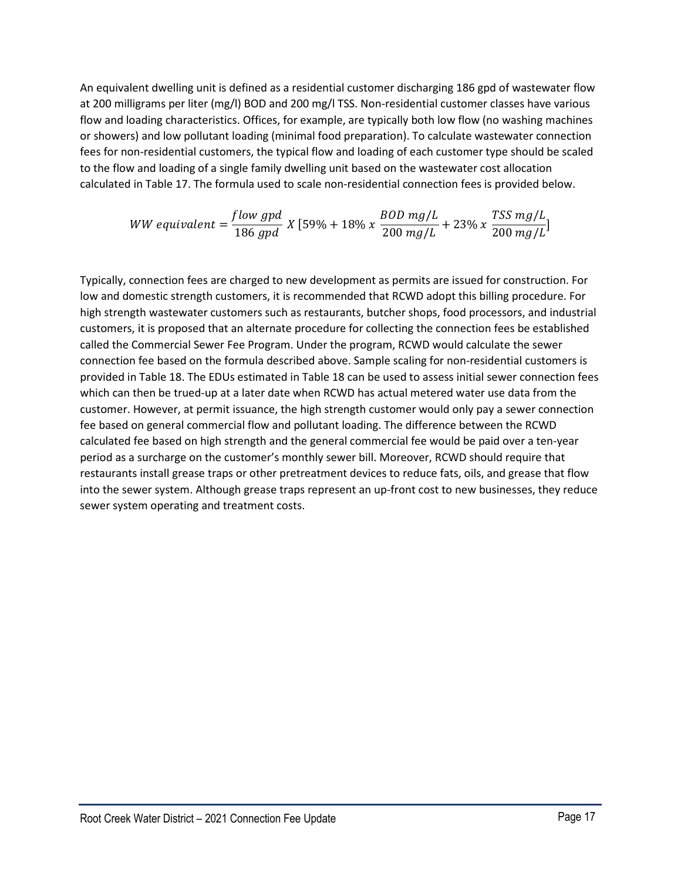An equivalent dwelling unit is defined as a residential customer discharging 186 gpd of wastewater flow at 200 milligrams per liter (mg/l) BOD and 200 mg/l TSS. Non-residential customer classes have various flow and loading characteristics. Offices, for example, are typically both low flow (no washing machines or showers) and low pollutant loading (minimal food preparation). To calculate wastewater connection fees for non-residential customers, the typical flow and loading of each customer type should be scaled to the flow and loading of a single family dwelling unit based on the wastewater cost allocation calculated in Table 17. The formula used to scale non-residential connection fees is provided below.

$$WW\ equivalent = \frac{flow\ gpd}{186\ gpd}\ X\ [59\% + 18\%\ x\ \frac{BOD\ mg/L}{200\ mg/L} + 23\%\ x\ \frac{TSS\ mg/L}{200\ mg/L}]$$

Typically, connection fees are charged to new development as permits are issued for construction. For low and domestic strength customers, it is recommended that RCWD adopt this billing procedure. For high strength wastewater customers such as restaurants, butcher shops, food processors, and industrial customers, it is proposed that an alternate procedure for collecting the connection fees be established called the Commercial Sewer Fee Program. Under the program, RCWD would calculate the sewer connection fee based on the formula described above. Sample scaling for non-residential customers is provided in Table 18. The EDUs estimated in Table 18 can be used to assess initial sewer connection fees which can then be trued-up at a later date when RCWD has actual metered water use data from the customer. However, at permit issuance, the high strength customer would only pay a sewer connection fee based on general commercial flow and pollutant loading. The difference between the RCWD calculated fee based on high strength and the general commercial fee would be paid over a ten-year period as a surcharge on the customer's monthly sewer bill. Moreover, RCWD should require that restaurants install grease traps or other pretreatment devices to reduce fats, oils, and grease that flow into the sewer system. Although grease traps represent an up-front cost to new businesses, they reduce sewer system operating and treatment costs.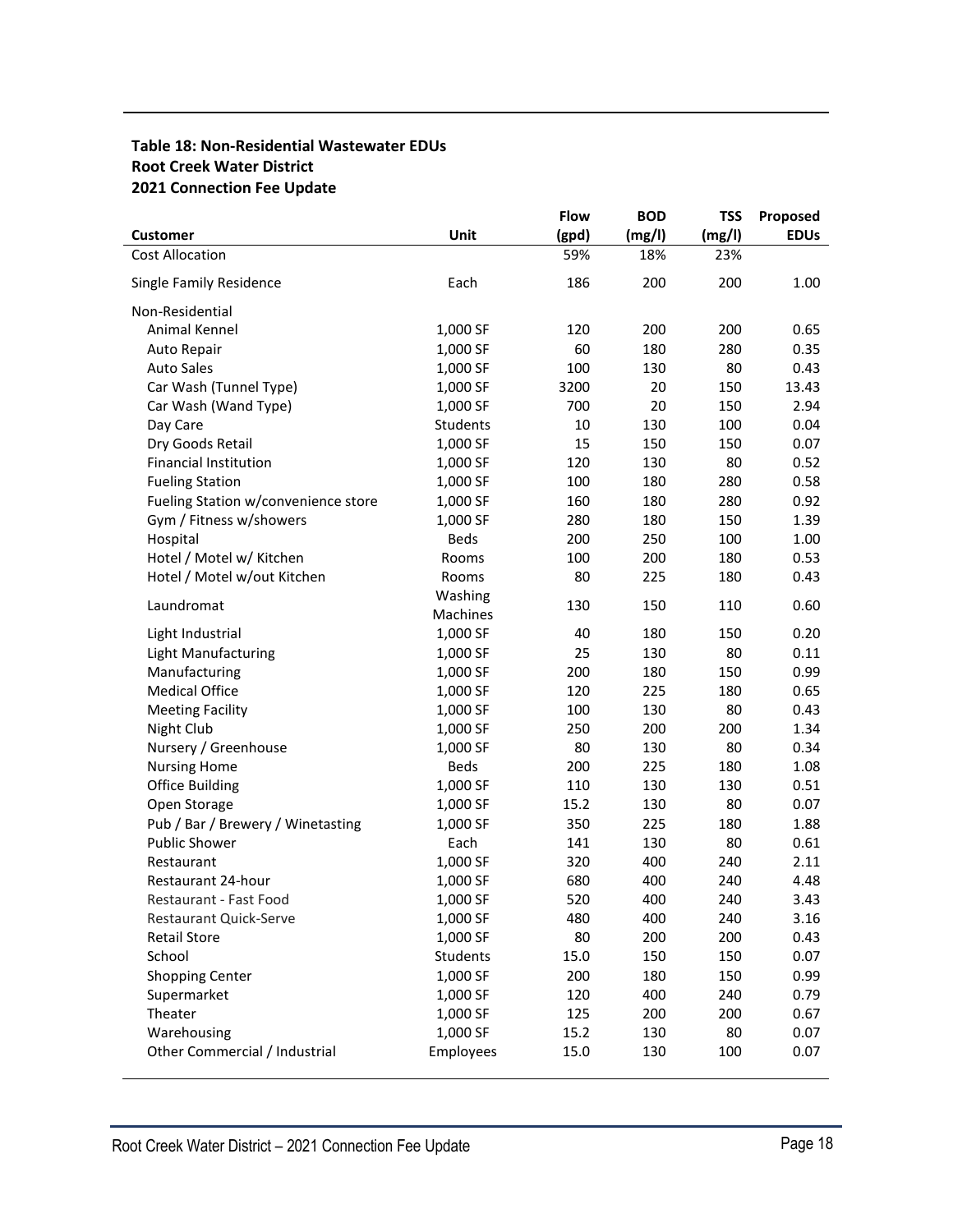**Table 18: Non-Residential Wastewater EDUs**
**Root Creek Water District**
**2021 Connection Fee Update**

| Customer | Unit | Flow (gpd) | BOD (mg/l) | TSS (mg/l) | Proposed EDUs |
|---|---|---|---|---|---|
| Cost Allocation | | 59% | 18% | 23% | |
| Single Family Residence | Each | 186 | 200 | 200 | 1.00 |
| Non-Residential | | | | | |
| Animal Kennel | 1,000 SF | 120 | 200 | 200 | 0.65 |
| Auto Repair | 1,000 SF | 60 | 180 | 280 | 0.35 |
| Auto Sales | 1,000 SF | 100 | 130 | 80 | 0.43 |
| Car Wash (Tunnel Type) | 1,000 SF | 3200 | 20 | 150 | 13.43 |
| Car Wash (Wand Type) | 1,000 SF | 700 | 20 | 150 | 2.94 |
| Day Care | Students | 10 | 130 | 100 | 0.04 |
| Dry Goods Retail | 1,000 SF | 15 | 150 | 150 | 0.07 |
| Financial Institution | 1,000 SF | 120 | 130 | 80 | 0.52 |
| Fueling Station | 1,000 SF | 100 | 180 | 280 | 0.58 |
| Fueling Station w/convenience store | 1,000 SF | 160 | 180 | 280 | 0.92 |
| Gym / Fitness w/showers | 1,000 SF | 280 | 180 | 150 | 1.39 |
| Hospital | Beds | 200 | 250 | 100 | 1.00 |
| Hotel / Motel w/ Kitchen | Rooms | 100 | 200 | 180 | 0.53 |
| Hotel / Motel w/out Kitchen | Rooms | 80 | 225 | 180 | 0.43 |
| Laundromat | Washing Machines | 130 | 150 | 110 | 0.60 |
| Light Industrial | 1,000 SF | 40 | 180 | 150 | 0.20 |
| Light Manufacturing | 1,000 SF | 25 | 130 | 80 | 0.11 |
| Manufacturing | 1,000 SF | 200 | 180 | 150 | 0.99 |
| Medical Office | 1,000 SF | 120 | 225 | 180 | 0.65 |
| Meeting Facility | 1,000 SF | 100 | 130 | 80 | 0.43 |
| Night Club | 1,000 SF | 250 | 200 | 200 | 1.34 |
| Nursery / Greenhouse | 1,000 SF | 80 | 130 | 80 | 0.34 |
| Nursing Home | Beds | 200 | 225 | 180 | 1.08 |
| Office Building | 1,000 SF | 110 | 130 | 130 | 0.51 |
| Open Storage | 1,000 SF | 15.2 | 130 | 80 | 0.07 |
| Pub / Bar / Brewery / Winetasting | 1,000 SF | 350 | 225 | 180 | 1.88 |
| Public Shower | Each | 141 | 130 | 80 | 0.61 |
| Restaurant | 1,000 SF | 320 | 400 | 240 | 2.11 |
| Restaurant 24-hour | 1,000 SF | 680 | 400 | 240 | 4.48 |
| Restaurant - Fast Food | 1,000 SF | 520 | 400 | 240 | 3.43 |
| Restaurant Quick-Serve | 1,000 SF | 480 | 400 | 240 | 3.16 |
| Retail Store | 1,000 SF | 80 | 200 | 200 | 0.43 |
| School | Students | 15.0 | 150 | 150 | 0.07 |
| Shopping Center | 1,000 SF | 200 | 180 | 150 | 0.99 |
| Supermarket | 1,000 SF | 120 | 400 | 240 | 0.79 |
| Theater | 1,000 SF | 125 | 200 | 200 | 0.67 |
| Warehousing | 1,000 SF | 15.2 | 130 | 80 | 0.07 |
| Other Commercial / Industrial | Employees | 15.0 | 130 | 100 | 0.07 |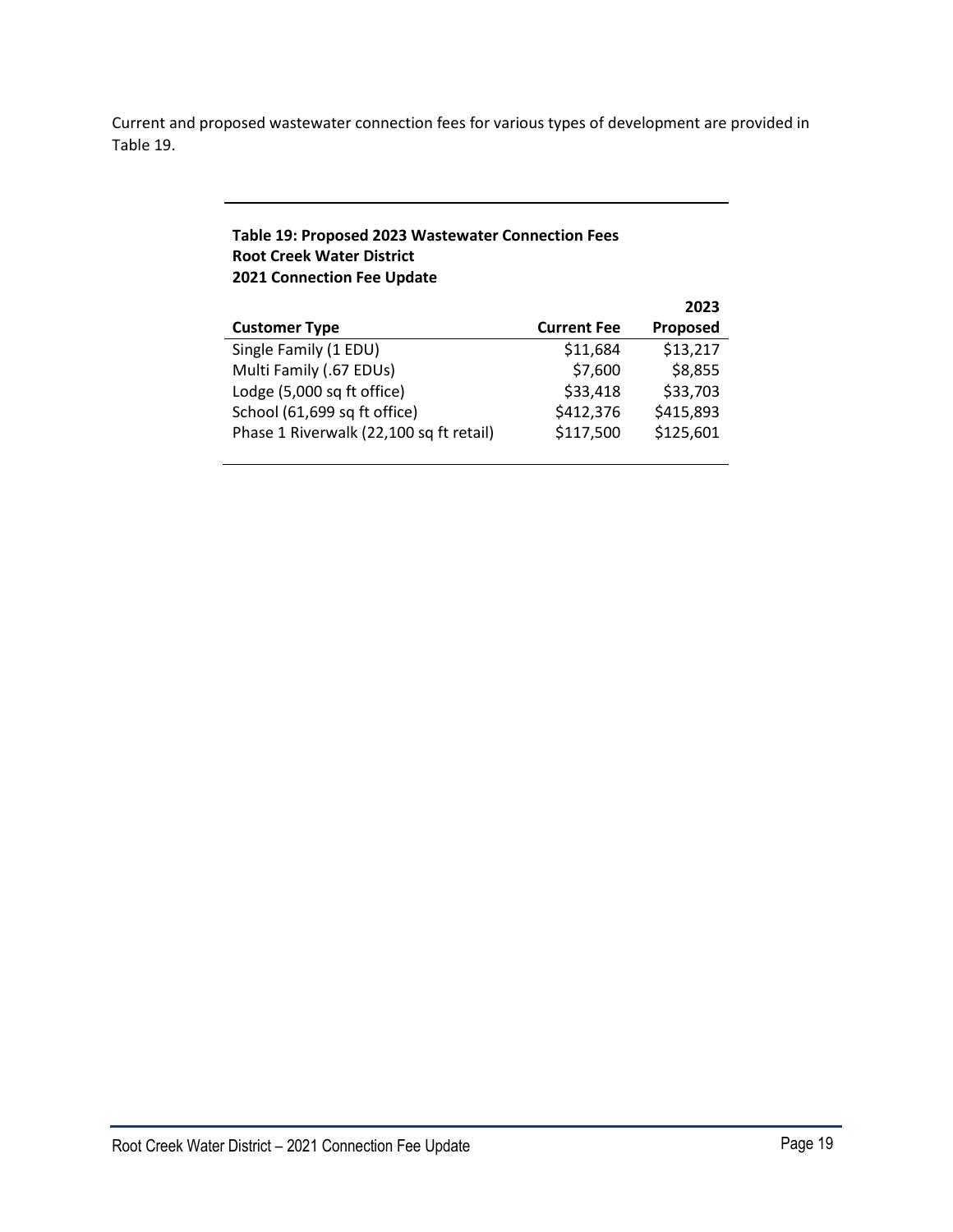Current and proposed wastewater connection fees for various types of development are provided in Table 19.

**Table 19: Proposed 2023 Wastewater Connection Fees**
**Root Creek Water District**
**2021 Connection Fee Update**

| Customer Type | Current Fee | 2023 Proposed |
|---|---|---|
| Single Family (1 EDU) | $11,684 | $13,217 |
| Multi Family (.67 EDUs) | $7,600 | $8,855 |
| Lodge (5,000 sq ft office) | $33,418 | $33,703 |
| School (61,699 sq ft office) | $412,376 | $415,893 |
| Phase 1 Riverwalk (22,100 sq ft retail) | $117,500 | $125,601 |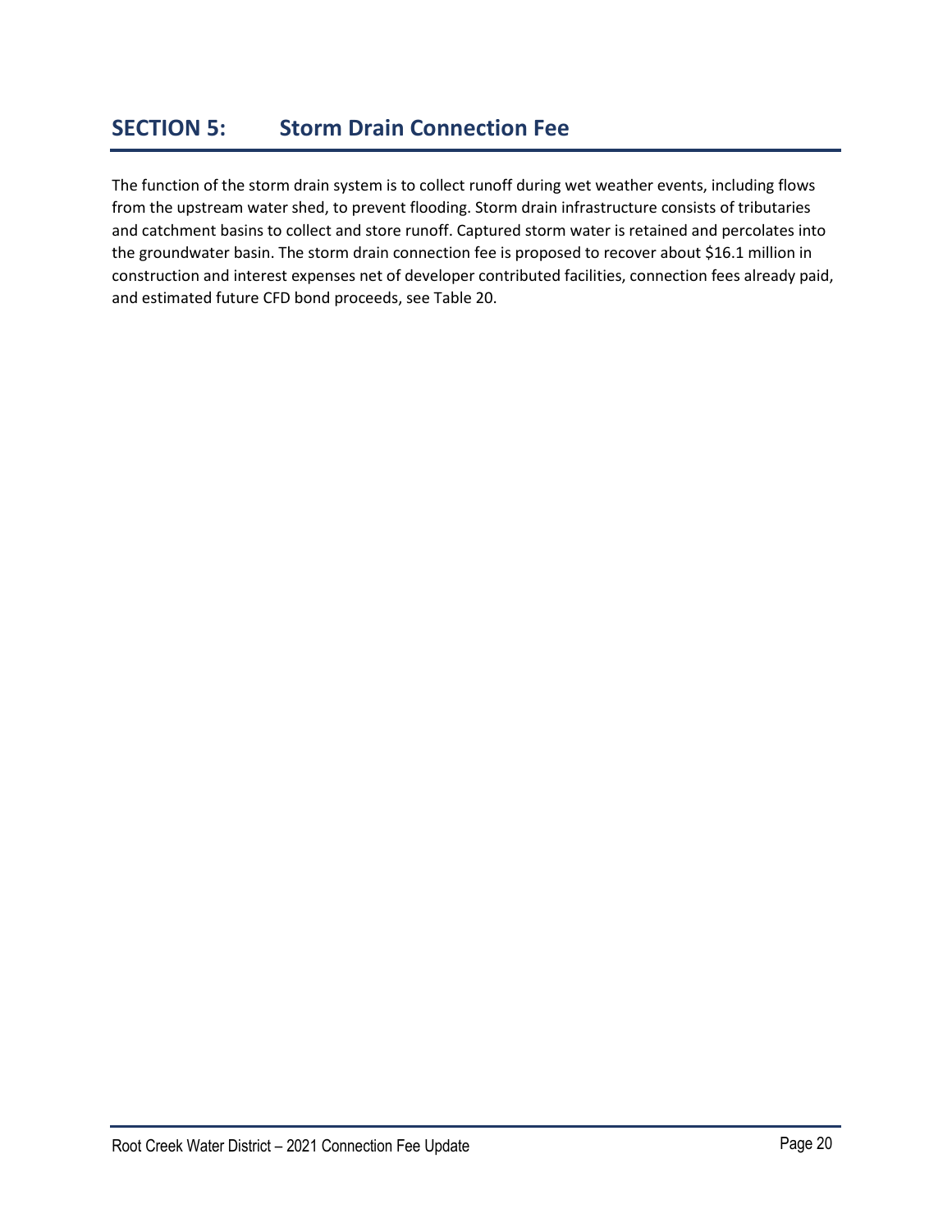# SECTION 5: Storm Drain Connection Fee

The function of the storm drain system is to collect runoff during wet weather events, including flows from the upstream water shed, to prevent flooding. Storm drain infrastructure consists of tributaries and catchment basins to collect and store runoff. Captured storm water is retained and percolates into the groundwater basin. The storm drain connection fee is proposed to recover about $16.1 million in construction and interest expenses net of developer contributed facilities, connection fees already paid, and estimated future CFD bond proceeds, see Table 20.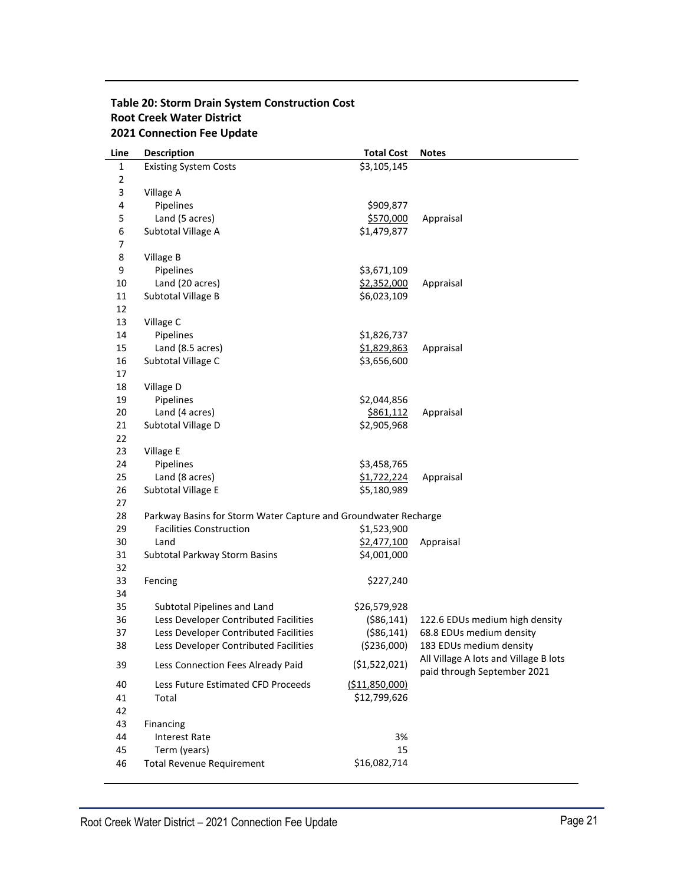**Table 20: Storm Drain System Construction Cost**
**Root Creek Water District**
**2021 Connection Fee Update**

| Line | Description | Total Cost | Notes |
|---|---|---|---|
| 1 | Existing System Costs | $3,105,145 | |
| 2 | | | |
| 3 | Village A | | |
| 4 | Pipelines | $909,877 | |
| 5 | Land (5 acres) | $570,000 | Appraisal |
| 6 | Subtotal Village A | $1,479,877 | |
| 7 | | | |
| 8 | Village B | | |
| 9 | Pipelines | $3,671,109 | |
| 10 | Land (20 acres) | $2,352,000 | Appraisal |
| 11 | Subtotal Village B | $6,023,109 | |
| 12 | | | |
| 13 | Village C | | |
| 14 | Pipelines | $1,826,737 | |
| 15 | Land (8.5 acres) | $1,829,863 | Appraisal |
| 16 | Subtotal Village C | $3,656,600 | |
| 17 | | | |
| 18 | Village D | | |
| 19 | Pipelines | $2,044,856 | |
| 20 | Land (4 acres) | $861,112 | Appraisal |
| 21 | Subtotal Village D | $2,905,968 | |
| 22 | | | |
| 23 | Village E | | |
| 24 | Pipelines | $3,458,765 | |
| 25 | Land (8 acres) | $1,722,224 | Appraisal |
| 26 | Subtotal Village E | $5,180,989 | |
| 27 | | | |
| 28 | Parkway Basins for Storm Water Capture and Groundwater Recharge | | |
| 29 | Facilities Construction | $1,523,900 | |
| 30 | Land | $2,477,100 | Appraisal |
| 31 | Subtotal Parkway Storm Basins | $4,001,000 | |
| 32 | | | |
| 33 | Fencing | $227,240 | |
| 34 | | | |
| 35 | Subtotal Pipelines and Land | $26,579,928 | |
| 36 | Less Developer Contributed Facilities | ($86,141) | 122.6 EDUs medium high density |
| 37 | Less Developer Contributed Facilities | ($86,141) | 68.8 EDUs medium density |
| 38 | Less Developer Contributed Facilities | ($236,000) | 183 EDUs medium density |
| 39 | Less Connection Fees Already Paid | ($1,522,021) | All Village A lots and Village B lots paid through September 2021 |
| 40 | Less Future Estimated CFD Proceeds | ($11,850,000) | |
| 41 | Total | $12,799,626 | |
| 42 | | | |
| 43 | Financing | | |
| 44 | Interest Rate | 3% | |
| 45 | Term (years) | 15 | |
| 46 | Total Revenue Requirement | $16,082,714 | |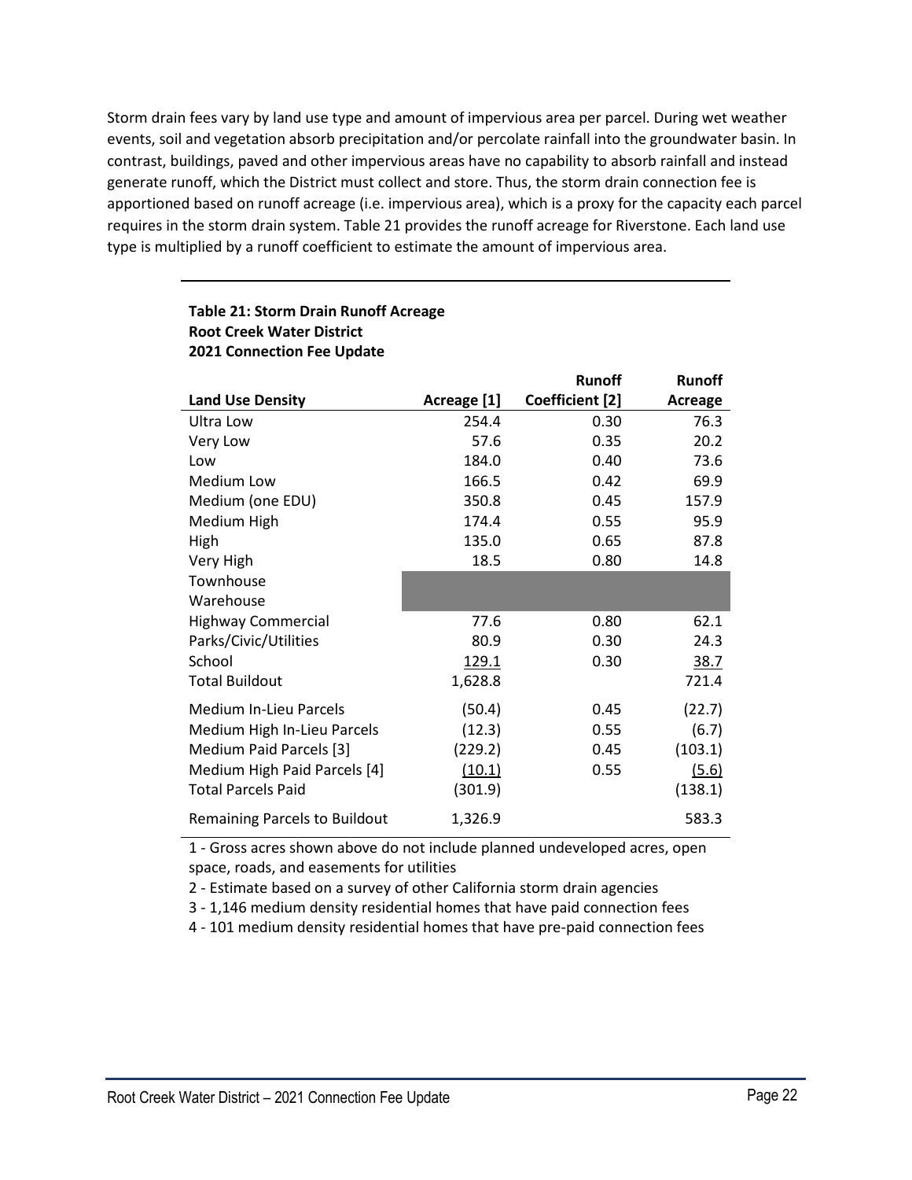Storm drain fees vary by land use type and amount of impervious area per parcel. During wet weather events, soil and vegetation absorb precipitation and/or percolate rainfall into the groundwater basin. In contrast, buildings, paved and other impervious areas have no capability to absorb rainfall and instead generate runoff, which the District must collect and store. Thus, the storm drain connection fee is apportioned based on runoff acreage (i.e. impervious area), which is a proxy for the capacity each parcel requires in the storm drain system. Table 21 provides the runoff acreage for Riverstone. Each land use type is multiplied by a runoff coefficient to estimate the amount of impervious area.

**Table 21: Storm Drain Runoff Acreage**
**Root Creek Water District**
**2021 Connection Fee Update**

| Land Use Density | Acreage [1] | Runoff Coefficient [2] | Runoff Acreage |
|---|---|---|---|
| Ultra Low | 254.4 | 0.30 | 76.3 |
| Very Low | 57.6 | 0.35 | 20.2 |
| Low | 184.0 | 0.40 | 73.6 |
| Medium Low | 166.5 | 0.42 | 69.9 |
| Medium (one EDU) | 350.8 | 0.45 | 157.9 |
| Medium High | 174.4 | 0.55 | 95.9 |
| High | 135.0 | 0.65 | 87.8 |
| Very High | 18.5 | 0.80 | 14.8 |
| Townhouse | | | |
| Warehouse | | | |
| Highway Commercial | 77.6 | 0.80 | 62.1 |
| Parks/Civic/Utilities | 80.9 | 0.30 | 24.3 |
| School | 129.1 | 0.30 | 38.7 |
| Total Buildout | 1,628.8 | | 721.4 |
| Medium In-Lieu Parcels | (50.4) | 0.45 | (22.7) |
| Medium High In-Lieu Parcels | (12.3) | 0.55 | (6.7) |
| Medium Paid Parcels [3] | (229.2) | 0.45 | (103.1) |
| Medium High Paid Parcels [4] | (10.1) | 0.55 | (5.6) |
| Total Parcels Paid | (301.9) | | (138.1) |
| Remaining Parcels to Buildout | 1,326.9 | | 583.3 |

1 - Gross acres shown above do not include planned undeveloped acres, open space, roads, and easements for utilities

2 - Estimate based on a survey of other California storm drain agencies

3 - 1,146 medium density residential homes that have paid connection fees

4 - 101 medium density residential homes that have pre-paid connection fees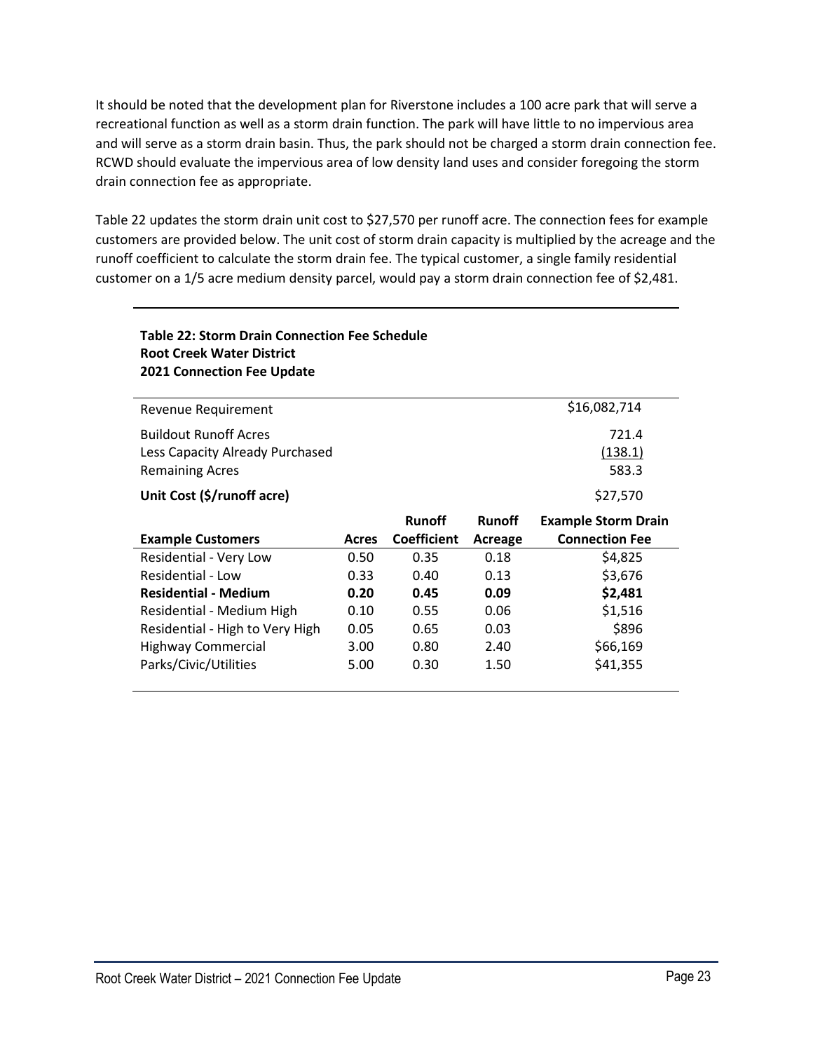It should be noted that the development plan for Riverstone includes a 100 acre park that will serve a recreational function as well as a storm drain function. The park will have little to no impervious area and will serve as a storm drain basin. Thus, the park should not be charged a storm drain connection fee. RCWD should evaluate the impervious area of low density land uses and consider foregoing the storm drain connection fee as appropriate.

Table 22 updates the storm drain unit cost to $27,570 per runoff acre. The connection fees for example customers are provided below. The unit cost of storm drain capacity is multiplied by the acreage and the runoff coefficient to calculate the storm drain fee. The typical customer, a single family residential customer on a 1/5 acre medium density parcel, would pay a storm drain connection fee of $2,481.

**Table 22: Storm Drain Connection Fee Schedule**
**Root Creek Water District**
**2021 Connection Fee Update**

| | | | | |
|---|---|---|---|---|
| Revenue Requirement | | | | $16,082,714 |
| Buildout Runoff Acres | | | | 721.4 |
| Less Capacity Already Purchased | | | | (138.1) |
| Remaining Acres | | | | 583.3 |
| **Unit Cost ($/runoff acre)** | | | | $27,570 |
| **Example Customers** | **Acres** | **Runoff Coefficient** | **Runoff Acreage** | **Example Storm Drain Connection Fee** |
| Residential - Very Low | 0.50 | 0.35 | 0.18 | $4,825 |
| Residential - Low | 0.33 | 0.40 | 0.13 | $3,676 |
| **Residential - Medium** | **0.20** | **0.45** | **0.09** | **$2,481** |
| Residential - Medium High | 0.10 | 0.55 | 0.06 | $1,516 |
| Residential - High to Very High | 0.05 | 0.65 | 0.03 | $896 |
| Highway Commercial | 3.00 | 0.80 | 2.40 | $66,169 |
| Parks/Civic/Utilities | 5.00 | 0.30 | 1.50 | $41,355 |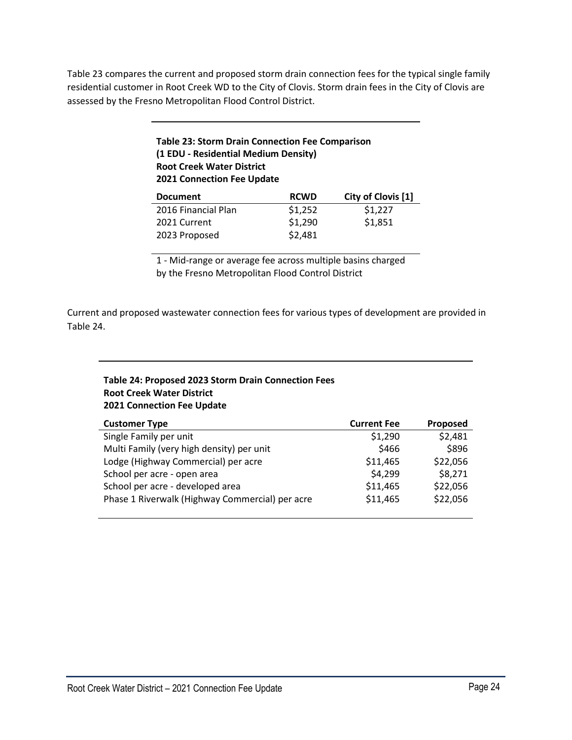Table 23 compares the current and proposed storm drain connection fees for the typical single family residential customer in Root Creek WD to the City of Clovis. Storm drain fees in the City of Clovis are assessed by the Fresno Metropolitan Flood Control District.

**Table 23: Storm Drain Connection Fee Comparison**
**(1 EDU - Residential Medium Density)**
**Root Creek Water District**
**2021 Connection Fee Update**

| Document | RCWD | City of Clovis [1] |
|---|---|---|
| 2016 Financial Plan | $1,252 | $1,227 |
| 2021 Current | $1,290 | $1,851 |
| 2023 Proposed | $2,481 | |

1 - Mid-range or average fee across multiple basins charged by the Fresno Metropolitan Flood Control District

Current and proposed wastewater connection fees for various types of development are provided in Table 24.

**Table 24: Proposed 2023 Storm Drain Connection Fees**
**Root Creek Water District**
**2021 Connection Fee Update**

| Customer Type | Current Fee | Proposed |
|---|---|---|
| Single Family per unit | $1,290 | $2,481 |
| Multi Family (very high density) per unit | $466 | $896 |
| Lodge (Highway Commercial) per acre | $11,465 | $22,056 |
| School per acre - open area | $4,299 | $8,271 |
| School per acre - developed area | $11,465 | $22,056 |
| Phase 1 Riverwalk (Highway Commercial) per acre | $11,465 | $22,056 |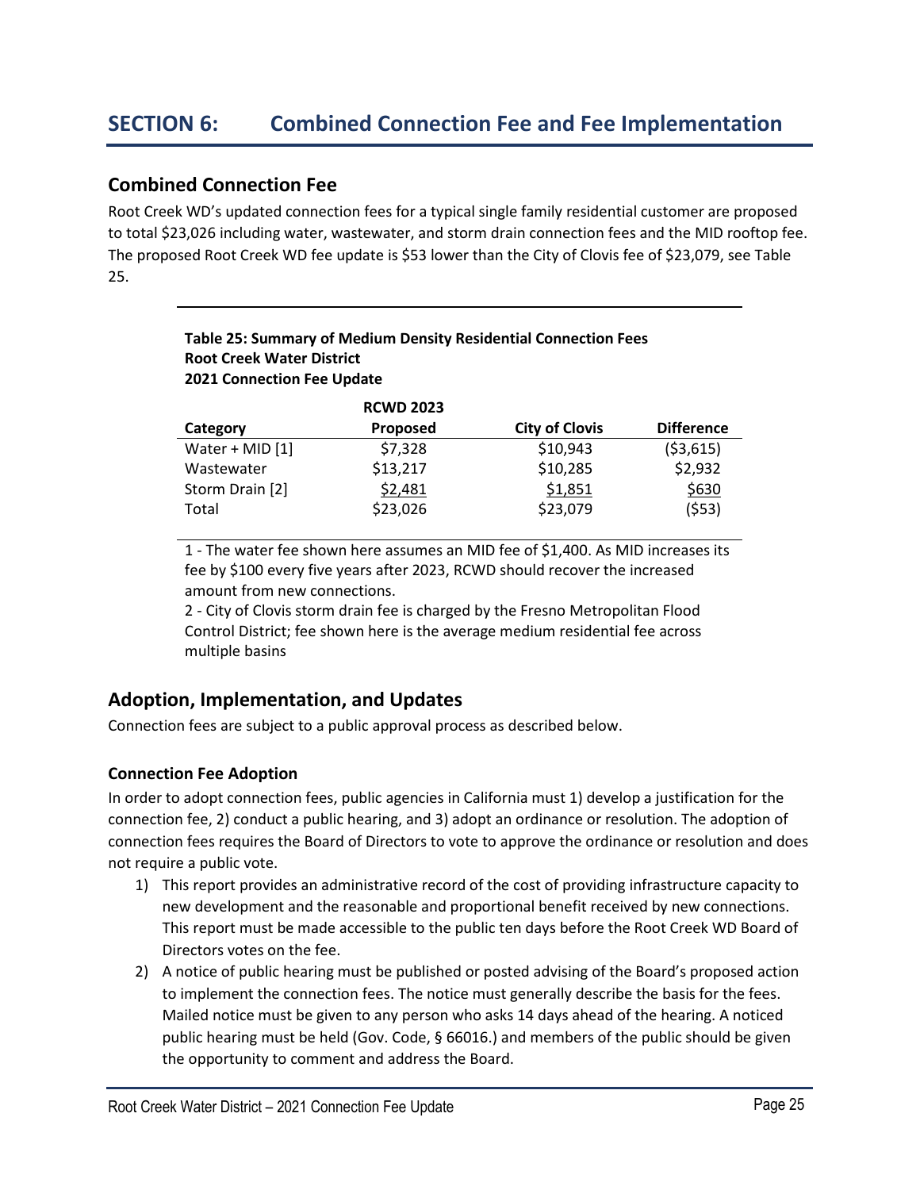# SECTION 6: Combined Connection Fee and Fee Implementation

## Combined Connection Fee

Root Creek WD's updated connection fees for a typical single family residential customer are proposed to total $23,026 including water, wastewater, and storm drain connection fees and the MID rooftop fee. The proposed Root Creek WD fee update is $53 lower than the City of Clovis fee of $23,079, see Table 25.

**Table 25: Summary of Medium Density Residential Connection Fees**
**Root Creek Water District**
**2021 Connection Fee Update**

| Category | RCWD 2023 Proposed | City of Clovis | Difference |
|---|---|---|---|
| Water + MID [1] | $7,328 | $10,943 | ($3,615) |
| Wastewater | $13,217 | $10,285 | $2,932 |
| Storm Drain [2] | $2,481 | $1,851 | $630 |
| Total | $23,026 | $23,079 | ($53) |

1 - The water fee shown here assumes an MID fee of $1,400. As MID increases its fee by $100 every five years after 2023, RCWD should recover the increased amount from new connections.
2 - City of Clovis storm drain fee is charged by the Fresno Metropolitan Flood Control District; fee shown here is the average medium residential fee across multiple basins

## Adoption, Implementation, and Updates

Connection fees are subject to a public approval process as described below.

### Connection Fee Adoption

In order to adopt connection fees, public agencies in California must 1) develop a justification for the connection fee, 2) conduct a public hearing, and 3) adopt an ordinance or resolution. The adoption of connection fees requires the Board of Directors to vote to approve the ordinance or resolution and does not require a public vote.

1) This report provides an administrative record of the cost of providing infrastructure capacity to new development and the reasonable and proportional benefit received by new connections. This report must be made accessible to the public ten days before the Root Creek WD Board of Directors votes on the fee.
2) A notice of public hearing must be published or posted advising of the Board's proposed action to implement the connection fees. The notice must generally describe the basis for the fees. Mailed notice must be given to any person who asks 14 days ahead of the hearing. A noticed public hearing must be held (Gov. Code, § 66016.) and members of the public should be given the opportunity to comment and address the Board.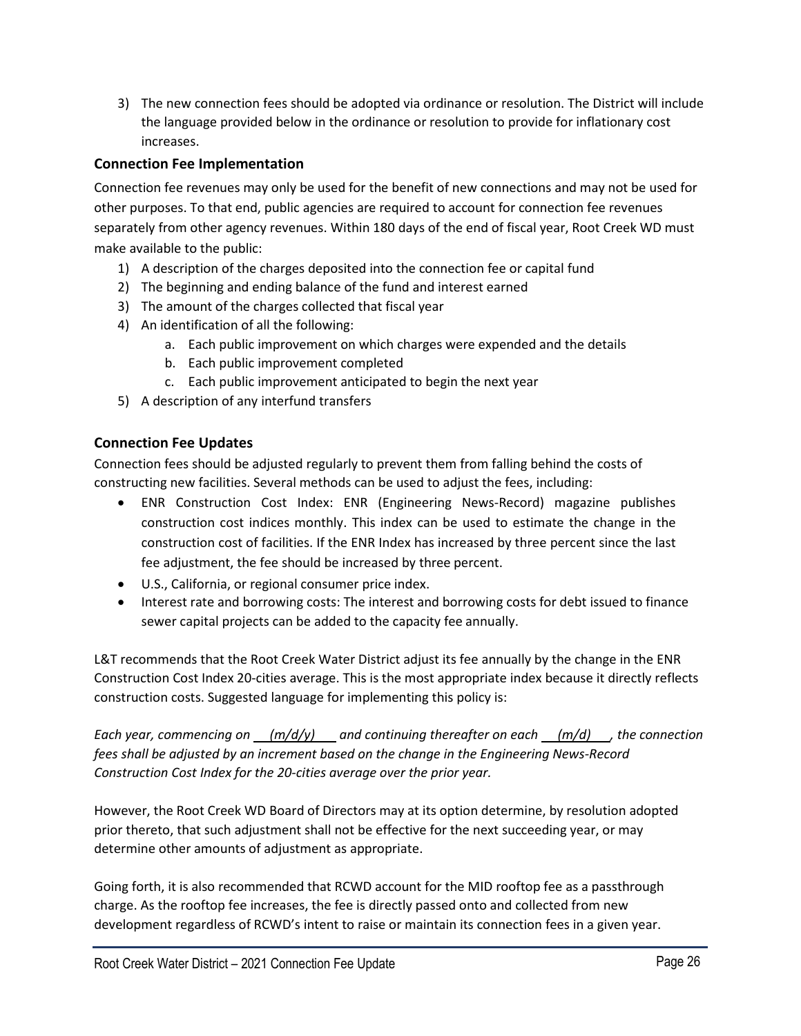3) The new connection fees should be adopted via ordinance or resolution. The District will include the language provided below in the ordinance or resolution to provide for inflationary cost increases.

### Connection Fee Implementation

Connection fee revenues may only be used for the benefit of new connections and may not be used for other purposes. To that end, public agencies are required to account for connection fee revenues separately from other agency revenues. Within 180 days of the end of fiscal year, Root Creek WD must make available to the public:

1) A description of the charges deposited into the connection fee or capital fund
2) The beginning and ending balance of the fund and interest earned
3) The amount of the charges collected that fiscal year
4) An identification of all the following:
    a. Each public improvement on which charges were expended and the details
    b. Each public improvement completed
    c. Each public improvement anticipated to begin the next year
5) A description of any interfund transfers

### Connection Fee Updates

Connection fees should be adjusted regularly to prevent them from falling behind the costs of constructing new facilities. Several methods can be used to adjust the fees, including:

- ENR Construction Cost Index: ENR (Engineering News-Record) magazine publishes construction cost indices monthly. This index can be used to estimate the change in the construction cost of facilities. If the ENR Index has increased by three percent since the last fee adjustment, the fee should be increased by three percent.
- U.S., California, or regional consumer price index.
- Interest rate and borrowing costs: The interest and borrowing costs for debt issued to finance sewer capital projects can be added to the capacity fee annually.

L&T recommends that the Root Creek Water District adjust its fee annually by the change in the ENR Construction Cost Index 20-cities average. This is the most appropriate index because it directly reflects construction costs. Suggested language for implementing this policy is:

*Each year, commencing on \_\_(m/d/y)\_\_ and continuing thereafter on each \_\_(m/d)\_\_, the connection fees shall be adjusted by an increment based on the change in the Engineering News-Record Construction Cost Index for the 20-cities average over the prior year.*

However, the Root Creek WD Board of Directors may at its option determine, by resolution adopted prior thereto, that such adjustment shall not be effective for the next succeeding year, or may determine other amounts of adjustment as appropriate.

Going forth, it is also recommended that RCWD account for the MID rooftop fee as a passthrough charge. As the rooftop fee increases, the fee is directly passed onto and collected from new development regardless of RCWD's intent to raise or maintain its connection fees in a given year.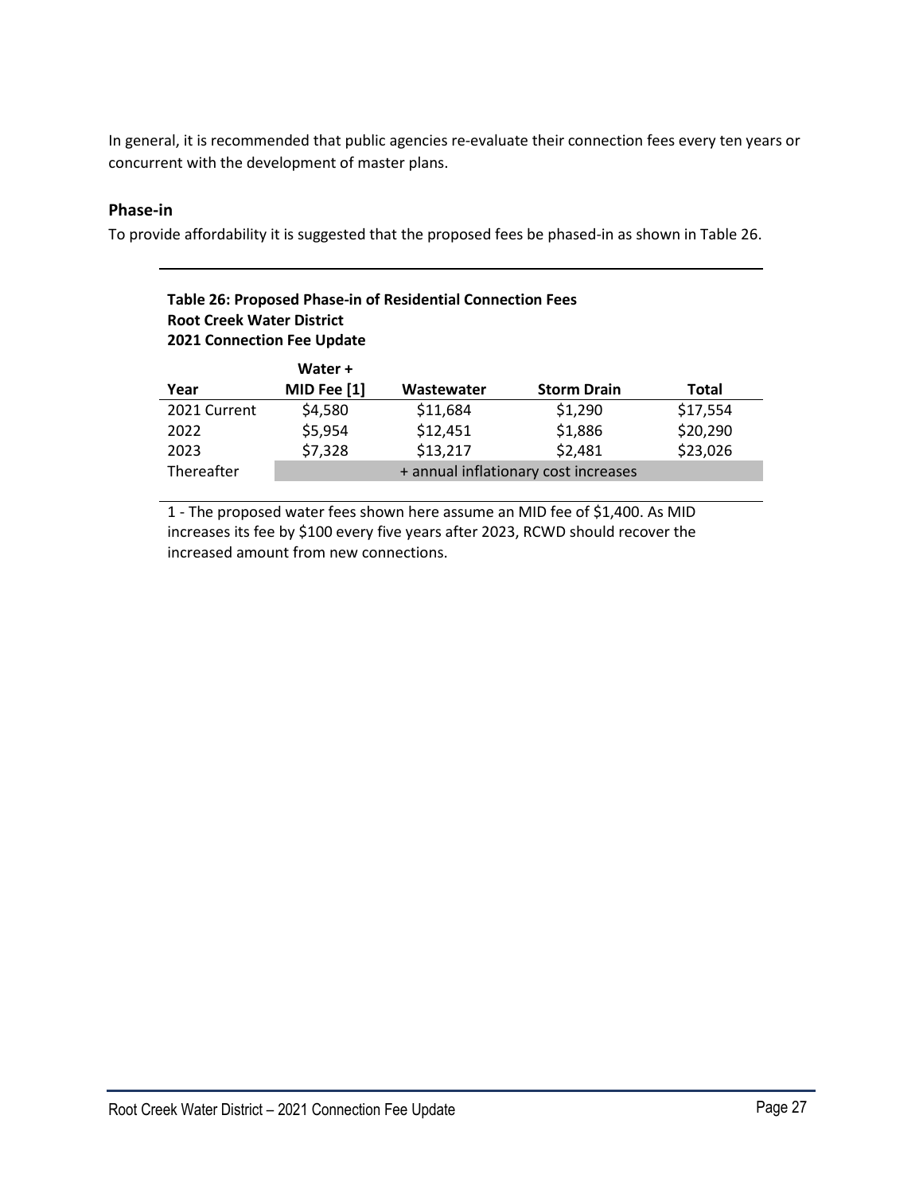In general, it is recommended that public agencies re-evaluate their connection fees every ten years or concurrent with the development of master plans.

### Phase-in

To provide affordability it is suggested that the proposed fees be phased-in as shown in Table 26.

**Table 26: Proposed Phase-in of Residential Connection Fees**
**Root Creek Water District**
**2021 Connection Fee Update**

| Year | Water + MID Fee [1] | Wastewater | Storm Drain | Total |
|---|---|---|---|---|
| 2021 Current | $4,580 | $11,684 | $1,290 | $17,554 |
| 2022 | $5,954 | $12,451 | $1,886 | $20,290 |
| 2023 | $7,328 | $13,217 | $2,481 | $23,026 |
| Thereafter | + annual inflationary cost increases | | | |

1 - The proposed water fees shown here assume an MID fee of $1,400. As MID increases its fee by $100 every five years after 2023, RCWD should recover the increased amount from new connections.